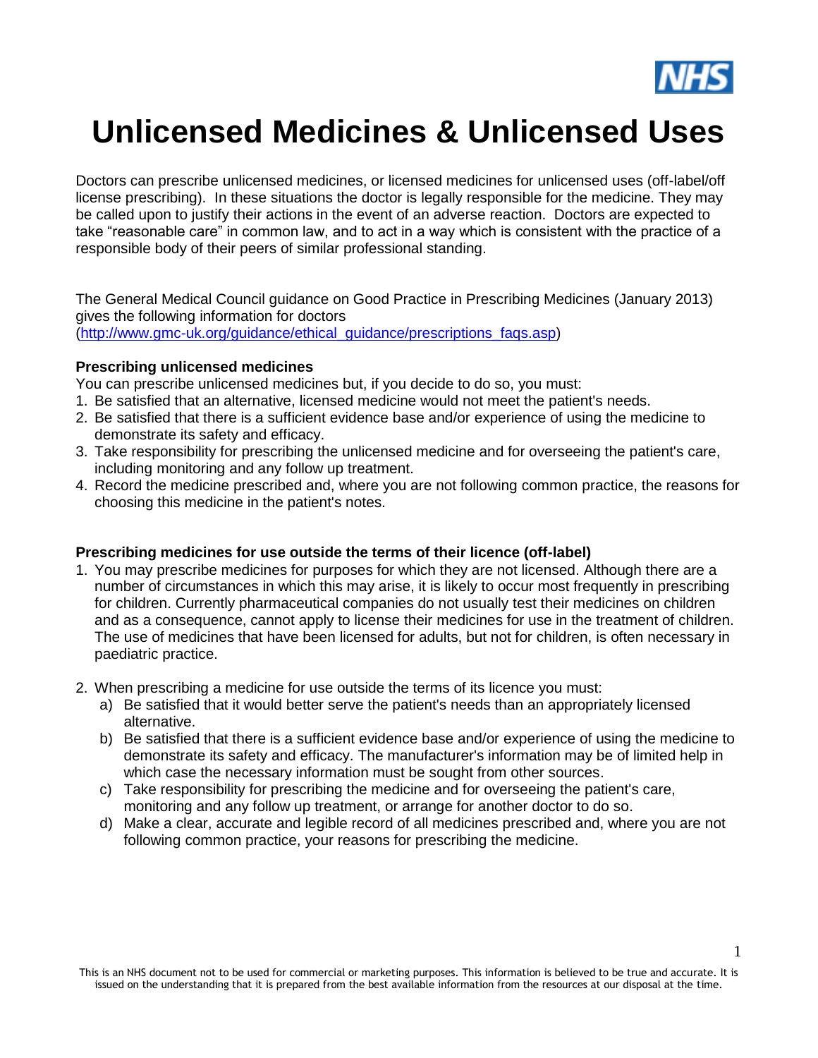# Unlicensed Medicines & Unlicensed Uses

Doctors can prescribe unlicensed medicines, or licensed medicines for unlicensed uses (off-label/off license prescribing). In these situations the doctor is legally responsible for the medicine. They may be called upon to justify their actions in the event of an adverse reaction. Doctors are expected to take "reasonable care" in common law, and to act in a way which is consistent with the practice of a responsible body of their peers of similar professional standing.

The General Medical Council guidance on Good Practice in Prescribing Medicines (January 2013) gives the following information for doctors (http://www.gmc-uk.org/guidance/ethical_guidance/prescriptions_faqs.asp)

**Prescribing unlicensed medicines**

You can prescribe unlicensed medicines but, if you decide to do so, you must:

1. Be satisfied that an alternative, licensed medicine would not meet the patient's needs.
2. Be satisfied that there is a sufficient evidence base and/or experience of using the medicine to demonstrate its safety and efficacy.
3. Take responsibility for prescribing the unlicensed medicine and for overseeing the patient's care, including monitoring and any follow up treatment.
4. Record the medicine prescribed and, where you are not following common practice, the reasons for choosing this medicine in the patient's notes.

**Prescribing medicines for use outside the terms of their licence (off-label)**

1. You may prescribe medicines for purposes for which they are not licensed. Although there are a number of circumstances in which this may arise, it is likely to occur most frequently in prescribing for children. Currently pharmaceutical companies do not usually test their medicines on children and as a consequence, cannot apply to license their medicines for use in the treatment of children. The use of medicines that have been licensed for adults, but not for children, is often necessary in paediatric practice.

2. When prescribing a medicine for use outside the terms of its licence you must:
   a) Be satisfied that it would better serve the patient's needs than an appropriately licensed alternative.
   b) Be satisfied that there is a sufficient evidence base and/or experience of using the medicine to demonstrate its safety and efficacy. The manufacturer's information may be of limited help in which case the necessary information must be sought from other sources.
   c) Take responsibility for prescribing the medicine and for overseeing the patient's care, monitoring and any follow up treatment, or arrange for another doctor to do so.
   d) Make a clear, accurate and legible record of all medicines prescribed and, where you are not following common practice, your reasons for prescribing the medicine.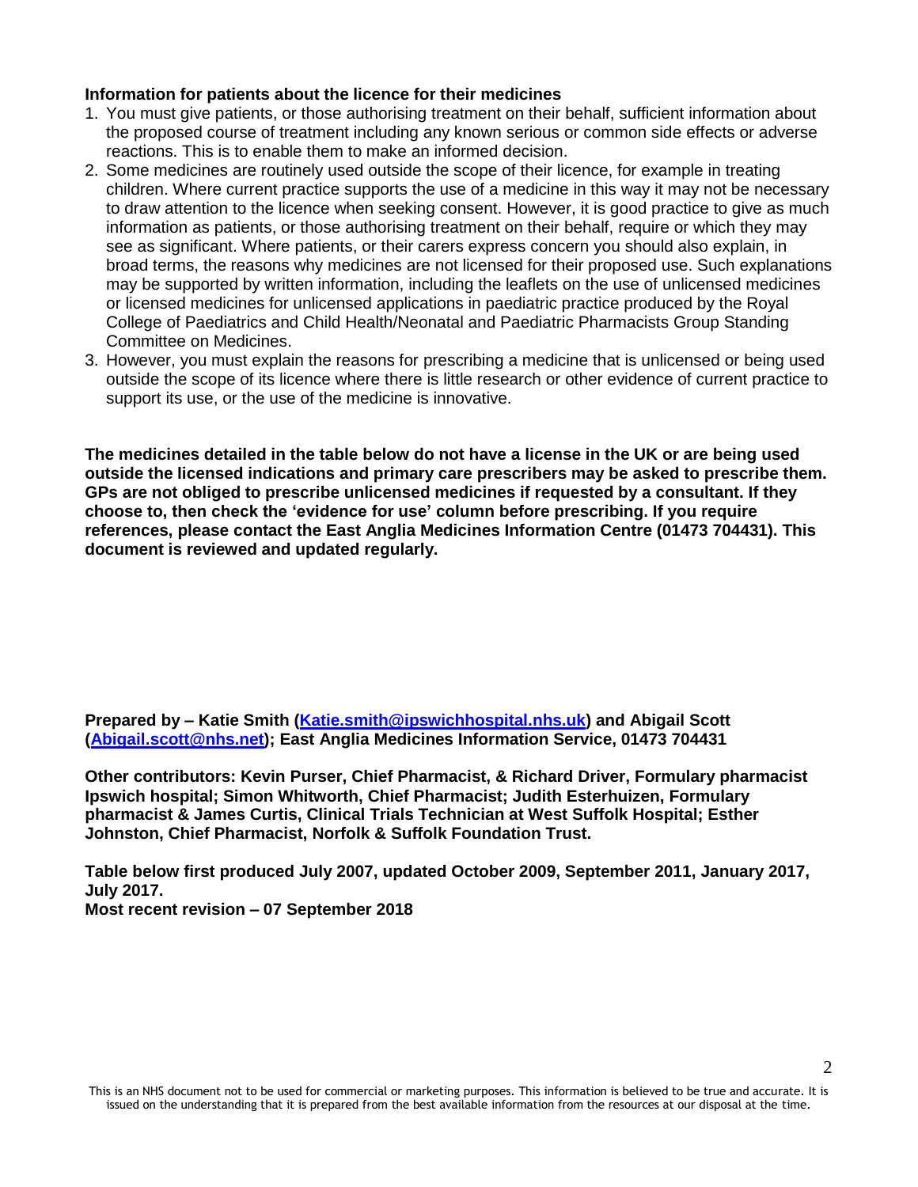### Information for patients about the licence for their medicines

1. You must give patients, or those authorising treatment on their behalf, sufficient information about the proposed course of treatment including any known serious or common side effects or adverse reactions. This is to enable them to make an informed decision.
2. Some medicines are routinely used outside the scope of their licence, for example in treating children. Where current practice supports the use of a medicine in this way it may not be necessary to draw attention to the licence when seeking consent. However, it is good practice to give as much information as patients, or those authorising treatment on their behalf, require or which they may see as significant. Where patients, or their carers express concern you should also explain, in broad terms, the reasons why medicines are not licensed for their proposed use. Such explanations may be supported by written information, including the leaflets on the use of unlicensed medicines or licensed medicines for unlicensed applications in paediatric practice produced by the Royal College of Paediatrics and Child Health/Neonatal and Paediatric Pharmacists Group Standing Committee on Medicines.
3. However, you must explain the reasons for prescribing a medicine that is unlicensed or being used outside the scope of its licence where there is little research or other evidence of current practice to support its use, or the use of the medicine is innovative.

**The medicines detailed in the table below do not have a license in the UK or are being used outside the licensed indications and primary care prescribers may be asked to prescribe them. GPs are not obliged to prescribe unlicensed medicines if requested by a consultant. If they choose to, then check the 'evidence for use' column before prescribing. If you require references, please contact the East Anglia Medicines Information Centre (01473 704431). This document is reviewed and updated regularly.**

**Prepared by – Katie Smith ([Katie.smith@ipswichhospital.nhs.uk](mailto:Katie.smith@ipswichhospital.nhs.uk)) and Abigail Scott ([Abigail.scott@nhs.net](mailto:Abigail.scott@nhs.net)); East Anglia Medicines Information Service, 01473 704431**

**Other contributors: Kevin Purser, Chief Pharmacist, & Richard Driver, Formulary pharmacist Ipswich hospital; Simon Whitworth, Chief Pharmacist; Judith Esterhuizen, Formulary pharmacist & James Curtis, Clinical Trials Technician at West Suffolk Hospital; Esther Johnston, Chief Pharmacist, Norfolk & Suffolk Foundation Trust.**

**Table below first produced July 2007, updated October 2009, September 2011, January 2017, July 2017.**
**Most recent revision – 07 September 2018**

This is an NHS document not to be used for commercial or marketing purposes. This information is believed to be true and accurate. It is issued on the understanding that it is prepared from the best available information from the resources at our disposal at the time.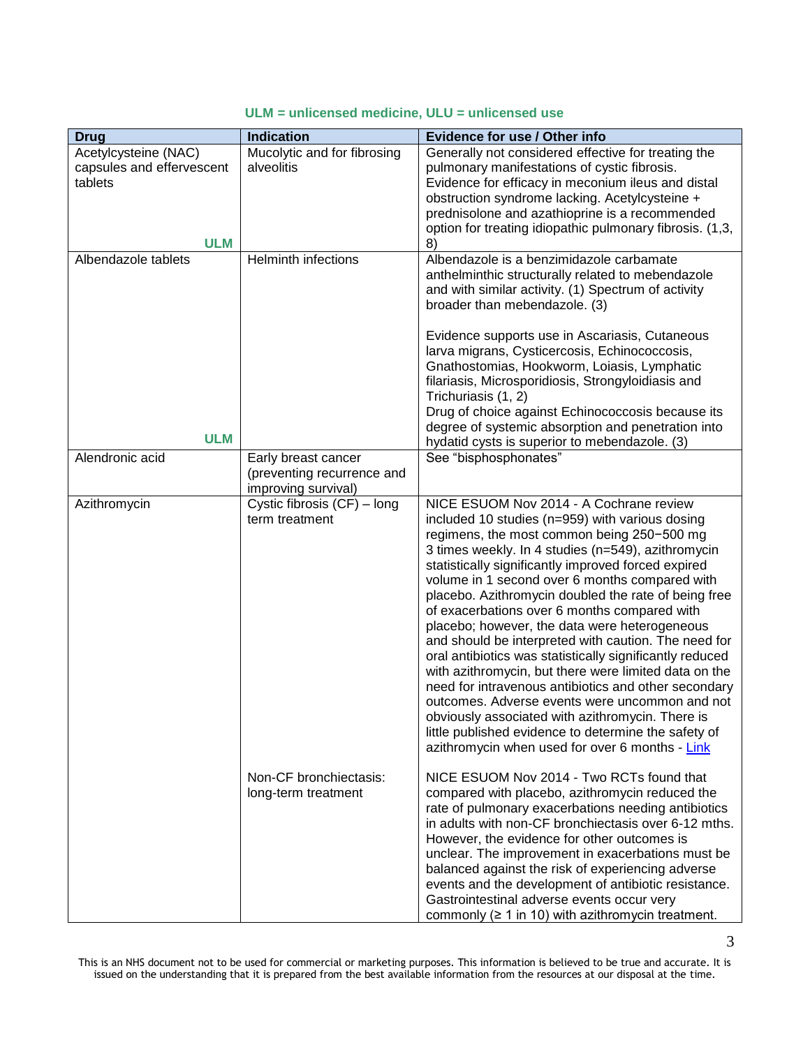**ULM = unlicensed medicine, ULU = unlicensed use**

| Drug | Indication | Evidence for use / Other info |
|---|---|---|
| Acetylcysteine (NAC) capsules and effervescent tablets<br><br>**ULM** | Mucolytic and for fibrosing alveolitis | Generally not considered effective for treating the pulmonary manifestations of cystic fibrosis. Evidence for efficacy in meconium ileus and distal obstruction syndrome lacking. Acetylcysteine + prednisolone and azathioprine is a recommended option for treating idiopathic pulmonary fibrosis. (1,3, 8) |
| Albendazole tablets<br><br>**ULM** | Helminth infections | Albendazole is a benzimidazole carbamate anthelminthic structurally related to mebendazole and with similar activity. (1) Spectrum of activity broader than mebendazole. (3)<br><br>Evidence supports use in Ascariasis, Cutaneous larva migrans, Cysticercosis, Echinococcosis, Gnathostomias, Hookworm, Loiasis, Lymphatic filariasis, Microsporidiosis, Strongyloidiasis and Trichuriasis (1, 2)<br>Drug of choice against Echinococcosis because its degree of systemic absorption and penetration into hydatid cysts is superior to mebendazole. (3) |
| Alendronic acid | Early breast cancer (preventing recurrence and improving survival) | See "bisphosphonates" |
| Azithromycin | Cystic fibrosis (CF) – long term treatment | NICE ESUOM Nov 2014 - A Cochrane review included 10 studies (n=959) with various dosing regimens, the most common being 250−500 mg 3 times weekly. In 4 studies (n=549), azithromycin statistically significantly improved forced expired volume in 1 second over 6 months compared with placebo. Azithromycin doubled the rate of being free of exacerbations over 6 months compared with placebo; however, the data were heterogeneous and should be interpreted with caution. The need for oral antibiotics was statistically significantly reduced with azithromycin, but there were limited data on the need for intravenous antibiotics and other secondary outcomes. Adverse events were uncommon and not obviously associated with azithromycin. There is little published evidence to determine the safety of azithromycin when used for over 6 months - Link |
| | Non-CF bronchiectasis: long-term treatment | NICE ESUOM Nov 2014 - Two RCTs found that compared with placebo, azithromycin reduced the rate of pulmonary exacerbations needing antibiotics in adults with non-CF bronchiectasis over 6-12 mths. However, the evidence for other outcomes is unclear. The improvement in exacerbations must be balanced against the risk of experiencing adverse events and the development of antibiotic resistance. Gastrointestinal adverse events occur very commonly (≥ 1 in 10) with azithromycin treatment. |

This is an NHS document not to be used for commercial or marketing purposes. This information is believed to be true and accurate. It is issued on the understanding that it is prepared from the best available information from the resources at our disposal at the time.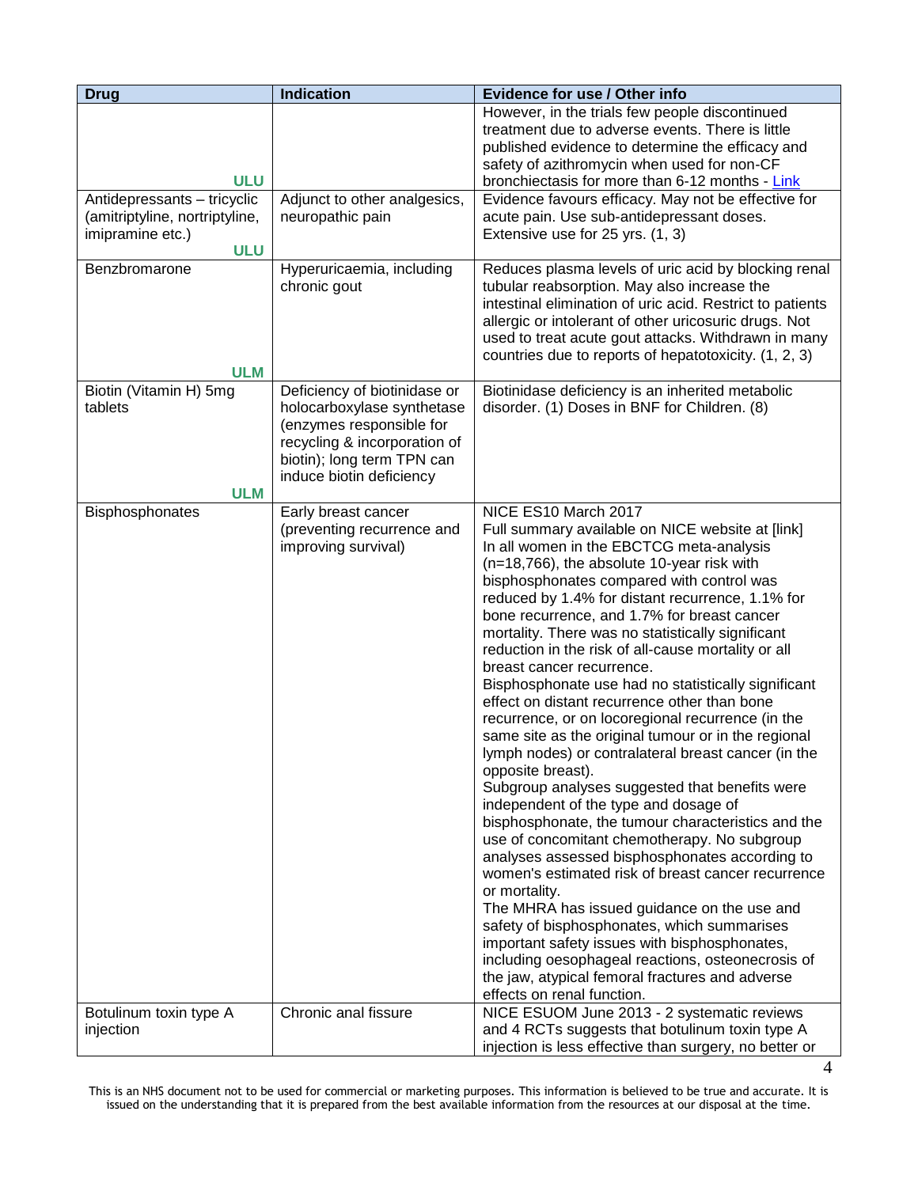| Drug | Indication | Evidence for use / Other info |
|---|---|---|
| **ULU** | | However, in the trials few people discontinued treatment due to adverse events. There is little published evidence to determine the efficacy and safety of azithromycin when used for non-CF bronchiectasis for more than 6-12 months - Link |
| Antidepressants – tricyclic (amitriptyline, nortriptyline, imipramine etc.) **ULU** | Adjunct to other analgesics, neuropathic pain | Evidence favours efficacy. May not be effective for acute pain. Use sub-antidepressant doses. Extensive use for 25 yrs. (1, 3) |
| Benzbromarone **ULM** | Hyperuricaemia, including chronic gout | Reduces plasma levels of uric acid by blocking renal tubular reabsorption. May also increase the intestinal elimination of uric acid. Restrict to patients allergic or intolerant of other uricosuric drugs. Not used to treat acute gout attacks. Withdrawn in many countries due to reports of hepatotoxicity. (1, 2, 3) |
| Biotin (Vitamin H) 5mg tablets **ULM** | Deficiency of biotinidase or holocarboxylase synthetase (enzymes responsible for recycling & incorporation of biotin); long term TPN can induce biotin deficiency | Biotinidase deficiency is an inherited metabolic disorder. (1) Doses in BNF for Children. (8) |
| Bisphosphonates | Early breast cancer (preventing recurrence and improving survival) | NICE ES10 March 2017<br>Full summary available on NICE website at [link]<br>In all women in the EBCTCG meta-analysis (n=18,766), the absolute 10-year risk with bisphosphonates compared with control was reduced by 1.4% for distant recurrence, 1.1% for bone recurrence, and 1.7% for breast cancer mortality. There was no statistically significant reduction in the risk of all-cause mortality or all breast cancer recurrence.<br>Bisphosphonate use had no statistically significant effect on distant recurrence other than bone recurrence, or on locoregional recurrence (in the same site as the original tumour or in the regional lymph nodes) or contralateral breast cancer (in the opposite breast).<br>Subgroup analyses suggested that benefits were independent of the type and dosage of bisphosphonate, the tumour characteristics and the use of concomitant chemotherapy. No subgroup analyses assessed bisphosphonates according to women's estimated risk of breast cancer recurrence or mortality.<br>The MHRA has issued guidance on the use and safety of bisphosphonates, which summarises important safety issues with bisphosphonates, including oesophageal reactions, osteonecrosis of the jaw, atypical femoral fractures and adverse effects on renal function. |
| Botulinum toxin type A injection | Chronic anal fissure | NICE ESUOM June 2013 - 2 systematic reviews and 4 RCTs suggests that botulinum toxin type A injection is less effective than surgery, no better or |

This is an NHS document not to be used for commercial or marketing purposes. This information is believed to be true and accurate. It is issued on the understanding that it is prepared from the best available information from the resources at our disposal at the time.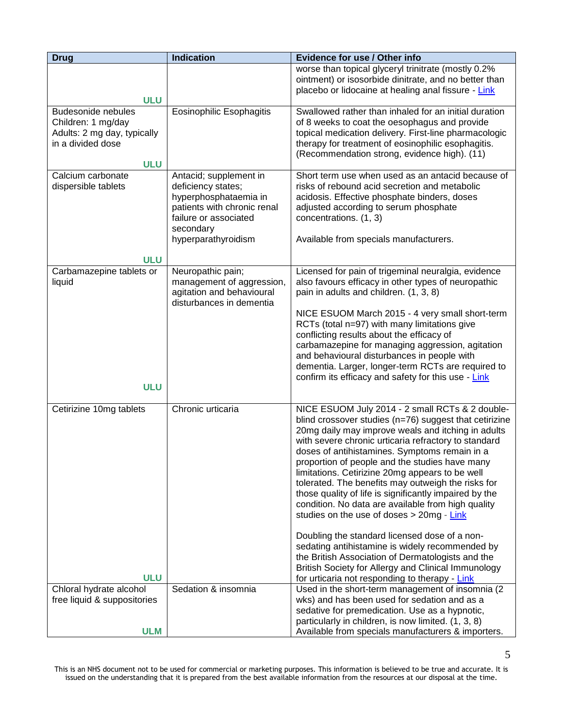| Drug | Indication | Evidence for use / Other info |
|---|---|---|
| ULU | | worse than topical glyceryl trinitrate (mostly 0.2% ointment) or isosorbide dinitrate, and no better than placebo or lidocaine at healing anal fissure - Link |
| Budesonide nebules<br>Children: 1 mg/day<br>Adults: 2 mg day, typically in a divided dose<br><br>ULU | Eosinophilic Esophagitis | Swallowed rather than inhaled for an initial duration of 8 weeks to coat the oesophagus and provide topical medication delivery. First-line pharmacologic therapy for treatment of eosinophilic esophagitis. (Recommendation strong, evidence high). (11) |
| Calcium carbonate dispersible tablets<br><br>ULU | Antacid; supplement in deficiency states; hyperphosphataemia in patients with chronic renal failure or associated secondary hyperparathyroidism | Short term use when used as an antacid because of risks of rebound acid secretion and metabolic acidosis. Effective phosphate binders, doses adjusted according to serum phosphate concentrations. (1, 3)<br><br>Available from specials manufacturers. |
| Carbamazepine tablets or liquid<br><br>ULU | Neuropathic pain; management of aggression, agitation and behavioural disturbances in dementia | Licensed for pain of trigeminal neuralgia, evidence also favours efficacy in other types of neuropathic pain in adults and children. (1, 3, 8)<br><br>NICE ESUOM March 2015 - 4 very small short-term RCTs (total n=97) with many limitations give conflicting results about the efficacy of carbamazepine for managing aggression, agitation and behavioural disturbances in people with dementia. Larger, longer-term RCTs are required to confirm its efficacy and safety for this use - Link |
| Cetirizine 10mg tablets<br><br>ULU | Chronic urticaria | NICE ESUOM July 2014 - 2 small RCTs & 2 double-blind crossover studies (n=76) suggest that cetirizine 20mg daily may improve weals and itching in adults with severe chronic urticaria refractory to standard doses of antihistamines. Symptoms remain in a proportion of people and the studies have many limitations. Cetirizine 20mg appears to be well tolerated. The benefits may outweigh the risks for those quality of life is significantly impaired by the condition. No data are available from high quality studies on the use of doses > 20mg - Link<br><br>Doubling the standard licensed dose of a non-sedating antihistamine is widely recommended by the British Association of Dermatologists and the British Society for Allergy and Clinical Immunology for urticaria not responding to therapy - Link |
| Chloral hydrate alcohol free liquid & suppositories<br><br>ULM | Sedation & insomnia | Used in the short-term management of insomnia (2 wks) and has been used for sedation and as a sedative for premedication. Use as a hypnotic, particularly in children, is now limited. (1, 3, 8)<br>Available from specials manufacturers & importers. |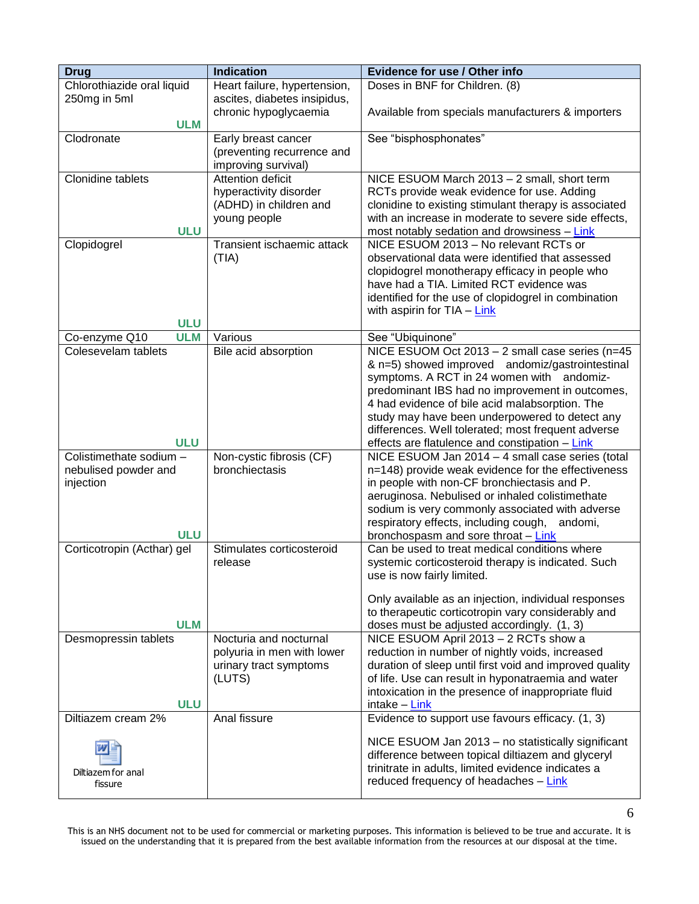| Drug | Indication | Evidence for use / Other info |
|---|---|---|
| Chlorothiazide oral liquid 250mg in 5ml ULM | Heart failure, hypertension, ascites, diabetes insipidus, chronic hypoglycaemia | Doses in BNF for Children. (8)<br><br>Available from specials manufacturers & importers |
| Clodronate | Early breast cancer (preventing recurrence and improving survival) | See "bisphosphonates" |
| Clonidine tablets ULU | Attention deficit hyperactivity disorder (ADHD) in children and young people | NICE ESUOM March 2013 – 2 small, short term RCTs provide weak evidence for use. Adding clonidine to existing stimulant therapy is associated with an increase in moderate to severe side effects, most notably sedation and drowsiness – Link |
| Clopidogrel ULU | Transient ischaemic attack (TIA) | NICE ESUOM 2013 – No relevant RCTs or observational data were identified that assessed clopidogrel monotherapy efficacy in people who have had a TIA. Limited RCT evidence was identified for the use of clopidogrel in combination with aspirin for TIA – Link |
| Co-enzyme Q10 ULM | Various | See "Ubiquinone" |
| Colesevelam tablets ULU | Bile acid absorption | NICE ESUOM Oct 2013 – 2 small case series (n=45 & n=5) showed improved andomiz/gastrointestinal symptoms. A RCT in 24 women with andomiz-predominant IBS had no improvement in outcomes, 4 had evidence of bile acid malabsorption. The study may have been underpowered to detect any differences. Well tolerated; most frequent adverse effects are flatulence and constipation – Link |
| Colistimethate sodium – nebulised powder and injection ULU | Non-cystic fibrosis (CF) bronchiectasis | NICE ESUOM Jan 2014 – 4 small case series (total n=148) provide weak evidence for the effectiveness in people with non-CF bronchiectasis and P. aeruginosa. Nebulised or inhaled colistimethate sodium is very commonly associated with adverse respiratory effects, including cough, andomi, bronchospasm and sore throat – Link |
| Corticotropin (Acthar) gel ULM | Stimulates corticosteroid release | Can be used to treat medical conditions where systemic corticosteroid therapy is indicated. Such use is now fairly limited.<br><br>Only available as an injection, individual responses to therapeutic corticotropin vary considerably and doses must be adjusted accordingly. (1, 3) |
| Desmopressin tablets ULU | Nocturia and nocturnal polyuria in men with lower urinary tract symptoms (LUTS) | NICE ESUOM April 2013 – 2 RCTs show a reduction in number of nightly voids, increased duration of sleep until first void and improved quality of life. Use can result in hyponatraemia and water intoxication in the presence of inappropriate fluid intake – Link |
| Diltiazem cream 2%<br><br>Diltiazem for anal fissure | Anal fissure | Evidence to support use favours efficacy. (1, 3)<br><br>NICE ESUOM Jan 2013 – no statistically significant difference between topical diltiazem and glyceryl trinitrate in adults, limited evidence indicates a reduced frequency of headaches – Link |

This is an NHS document not to be used for commercial or marketing purposes. This information is believed to be true and accurate. It is issued on the understanding that it is prepared from the best available information from the resources at our disposal at the time.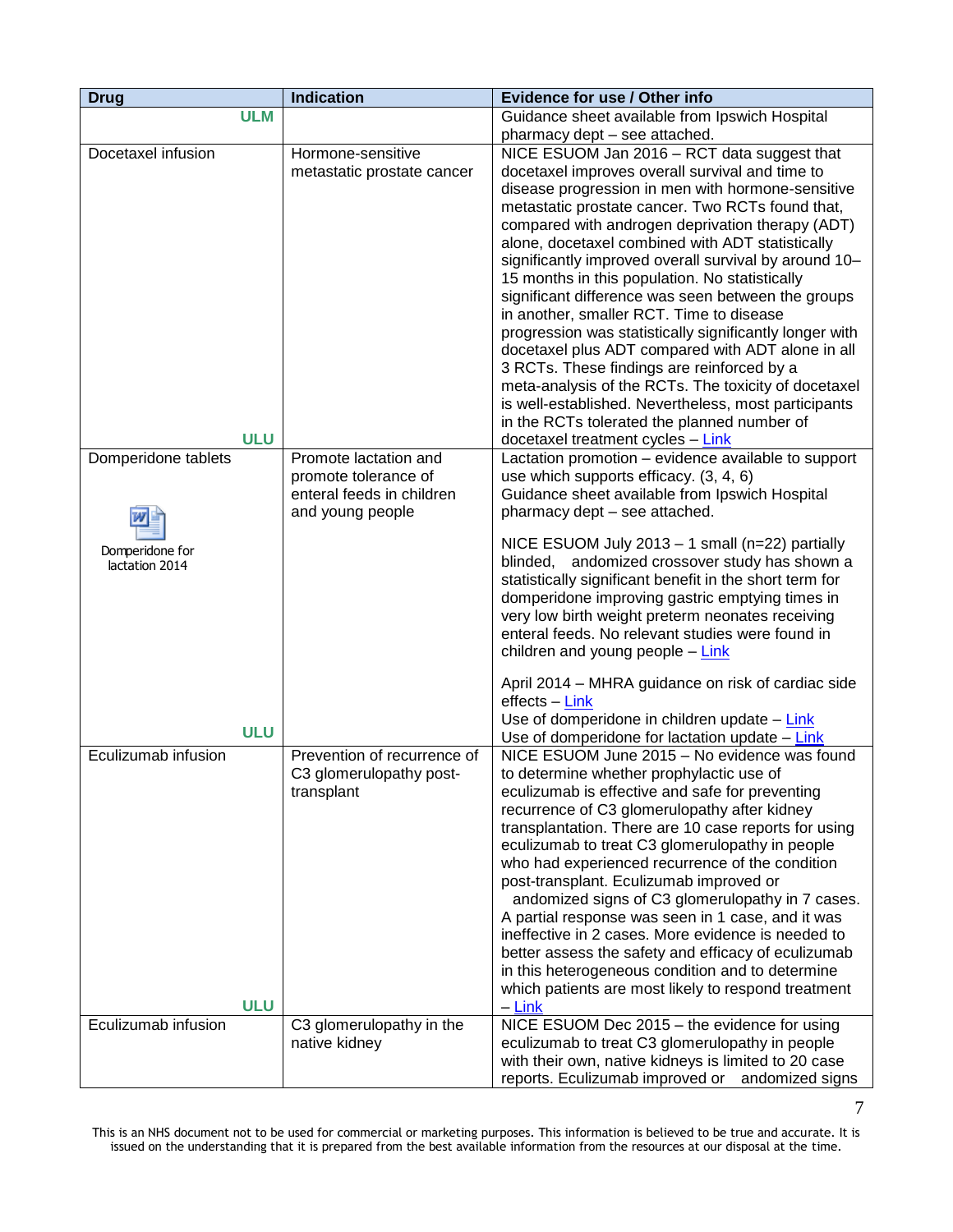| Drug | Indication | Evidence for use / Other info |
|---|---|---|
| ULM | | Guidance sheet available from Ipswich Hospital pharmacy dept – see attached. |
| Docetaxel infusion<br><br>ULU | Hormone-sensitive metastatic prostate cancer | NICE ESUOM Jan 2016 – RCT data suggest that docetaxel improves overall survival and time to disease progression in men with hormone-sensitive metastatic prostate cancer. Two RCTs found that, compared with androgen deprivation therapy (ADT) alone, docetaxel combined with ADT statistically significantly improved overall survival by around 10–15 months in this population. No statistically significant difference was seen between the groups in another, smaller RCT. Time to disease progression was statistically significantly longer with docetaxel plus ADT compared with ADT alone in all 3 RCTs. These findings are reinforced by a meta-analysis of the RCTs. The toxicity of docetaxel is well-established. Nevertheless, most participants in the RCTs tolerated the planned number of docetaxel treatment cycles – Link |
| Domperidone tablets<br><br>Domperidone for lactation 2014<br><br>ULU | Promote lactation and promote tolerance of enteral feeds in children and young people | Lactation promotion – evidence available to support use which supports efficacy. (3, 4, 6)<br>Guidance sheet available from Ipswich Hospital pharmacy dept – see attached.<br><br>NICE ESUOM July 2013 – 1 small (n=22) partially blinded, andomized crossover study has shown a statistically significant benefit in the short term for domperidone improving gastric emptying times in very low birth weight preterm neonates receiving enteral feeds. No relevant studies were found in children and young people – Link<br><br>April 2014 – MHRA guidance on risk of cardiac side effects – Link<br>Use of domperidone in children update – Link<br>Use of domperidone for lactation update – Link |
| Eculizumab infusion<br><br>ULU | Prevention of recurrence of C3 glomerulopathy post-transplant | NICE ESUOM June 2015 – No evidence was found to determine whether prophylactic use of eculizumab is effective and safe for preventing recurrence of C3 glomerulopathy after kidney transplantation. There are 10 case reports for using eculizumab to treat C3 glomerulopathy in people who had experienced recurrence of the condition post-transplant. Eculizumab improved or andomized signs of C3 glomerulopathy in 7 cases. A partial response was seen in 1 case, and it was ineffective in 2 cases. More evidence is needed to better assess the safety and efficacy of eculizumab in this heterogeneous condition and to determine which patients are most likely to respond treatment – Link |
| Eculizumab infusion | C3 glomerulopathy in the native kidney | NICE ESUOM Dec 2015 – the evidence for using eculizumab to treat C3 glomerulopathy in people with their own, native kidneys is limited to 20 case reports. Eculizumab improved or andomized signs |

This is an NHS document not to be used for commercial or marketing purposes. This information is believed to be true and accurate. It is issued on the understanding that it is prepared from the best available information from the resources at our disposal at the time.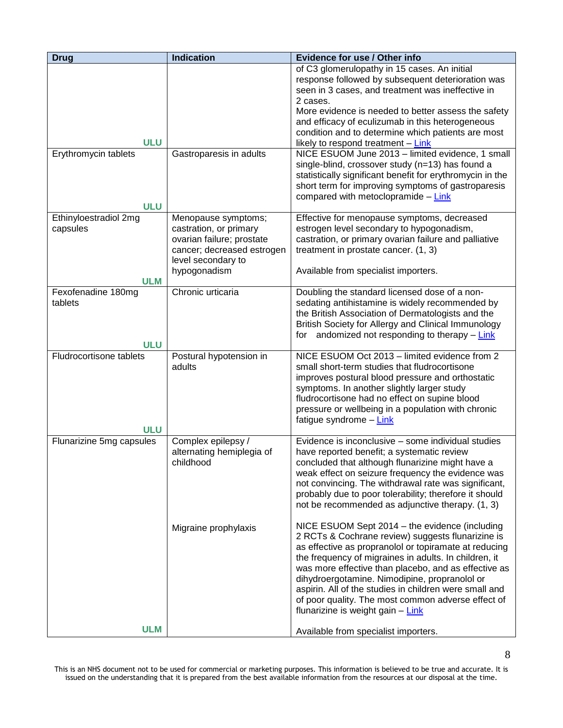| Drug | Indication | Evidence for use / Other info |
|---|---|---|
| ULU | | of C3 glomerulopathy in 15 cases. An initial response followed by subsequent deterioration was seen in 3 cases, and treatment was ineffective in 2 cases.<br>More evidence is needed to better assess the safety and efficacy of eculizumab in this heterogeneous condition and to determine which patients are most likely to respond treatment – Link |
| Erythromycin tablets<br><br>ULU | Gastroparesis in adults | NICE ESUOM June 2013 – limited evidence, 1 small single-blind, crossover study (n=13) has found a statistically significant benefit for erythromycin in the short term for improving symptoms of gastroparesis compared with metoclopramide – Link |
| Ethinyloestradiol 2mg capsules<br><br>ULM | Menopause symptoms; castration, or primary ovarian failure; prostate cancer; decreased estrogen level secondary to hypogonadism | Effective for menopause symptoms, decreased estrogen level secondary to hypogonadism, castration, or primary ovarian failure and palliative treatment in prostate cancer. (1, 3)<br><br>Available from specialist importers. |
| Fexofenadine 180mg tablets<br><br>ULU | Chronic urticaria | Doubling the standard licensed dose of a non-sedating antihistamine is widely recommended by the British Association of Dermatologists and the British Society for Allergy and Clinical Immunology for andomized not responding to therapy – Link |
| Fludrocortisone tablets<br><br>ULU | Postural hypotension in adults | NICE ESUOM Oct 2013 – limited evidence from 2 small short-term studies that fludrocortisone improves postural blood pressure and orthostatic symptoms. In another slightly larger study fludrocortisone had no effect on supine blood pressure or wellbeing in a population with chronic fatigue syndrome – Link |
| Flunarizine 5mg capsules | Complex epilepsy / alternating hemiplegia of childhood | Evidence is inconclusive – some individual studies have reported benefit; a systematic review concluded that although flunarizine might have a weak effect on seizure frequency the evidence was not convincing. The withdrawal rate was significant, probably due to poor tolerability; therefore it should not be recommended as adjunctive therapy. (1, 3) |
| ULM | Migraine prophylaxis | NICE ESUOM Sept 2014 – the evidence (including 2 RCTs & Cochrane review) suggests flunarizine is as effective as propranolol or topiramate at reducing the frequency of migraines in adults. In children, it was more effective than placebo, and as effective as dihydroergotamine. Nimodipine, propranolol or aspirin. All of the studies in children were small and of poor quality. The most common adverse effect of flunarizine is weight gain – Link<br><br>Available from specialist importers. |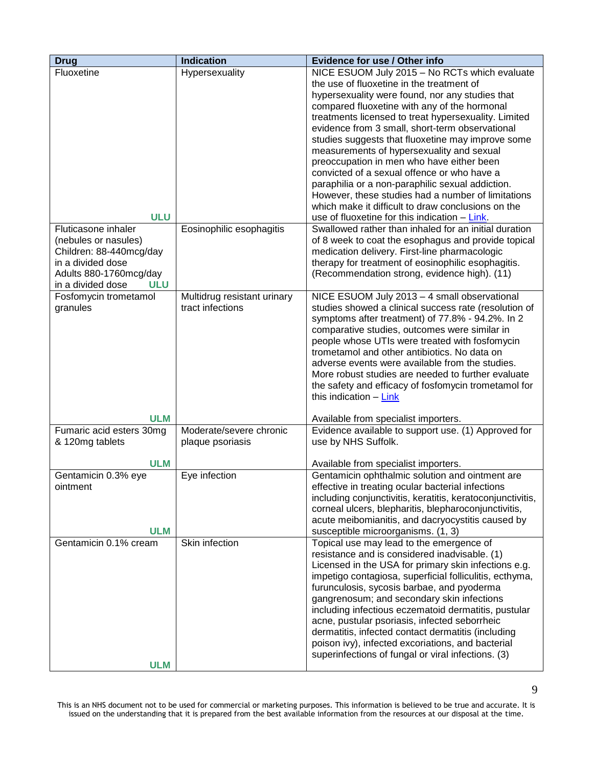| Drug | Indication | Evidence for use / Other info |
|---|---|---|
| Fluoxetine ULU | Hypersexuality | NICE ESUOM July 2015 – No RCTs which evaluate the use of fluoxetine in the treatment of hypersexuality were found, nor any studies that compared fluoxetine with any of the hormonal treatments licensed to treat hypersexuality. Limited evidence from 3 small, short-term observational studies suggests that fluoxetine may improve some measurements of hypersexuality and sexual preoccupation in men who have either been convicted of a sexual offence or who have a paraphilia or a non-paraphilic sexual addiction. However, these studies had a number of limitations which make it difficult to draw conclusions on the use of fluoxetine for this indication – Link. |
| Fluticasone inhaler (nebules or nasules) Children: 88-440mcg/day in a divided dose Adults 880-1760mcg/day in a divided dose ULU | Eosinophilic esophagitis | Swallowed rather than inhaled for an initial duration of 8 week to coat the esophagus and provide topical medication delivery. First-line pharmacologic therapy for treatment of eosinophilic esophagitis. (Recommendation strong, evidence high). (11) |
| Fosfomycin trometamol granules ULM | Multidrug resistant urinary tract infections | NICE ESUOM July 2013 – 4 small observational studies showed a clinical success rate (resolution of symptoms after treatment) of 77.8% - 94.2%. In 2 comparative studies, outcomes were similar in people whose UTIs were treated with fosfomycin trometamol and other antibiotics. No data on adverse events were available from the studies. More robust studies are needed to further evaluate the safety and efficacy of fosfomycin trometamol for this indication – Link<br><br>Available from specialist importers. |
| Fumaric acid esters 30mg & 120mg tablets ULM | Moderate/severe chronic plaque psoriasis | Evidence available to support use. (1) Approved for use by NHS Suffolk.<br><br>Available from specialist importers. |
| Gentamicin 0.3% eye ointment ULM | Eye infection | Gentamicin ophthalmic solution and ointment are effective in treating ocular bacterial infections including conjunctivitis, keratitis, keratoconjunctivitis, corneal ulcers, blepharitis, blepharoconjunctivitis, acute meibomianitis, and dacryocystitis caused by susceptible microorganisms. (1, 3) |
| Gentamicin 0.1% cream ULM | Skin infection | Topical use may lead to the emergence of resistance and is considered inadvisable. (1) Licensed in the USA for primary skin infections e.g. impetigo contagiosa, superficial folliculitis, ecthyma, furunculosis, sycosis barbae, and pyoderma gangrenosum; and secondary skin infections including infectious eczematoid dermatitis, pustular acne, pustular psoriasis, infected seborrheic dermatitis, infected contact dermatitis (including poison ivy), infected excoriations, and bacterial superinfections of fungal or viral infections. (3) |

This is an NHS document not to be used for commercial or marketing purposes. This information is believed to be true and accurate. It is issued on the understanding that it is prepared from the best available information from the resources at our disposal at the time.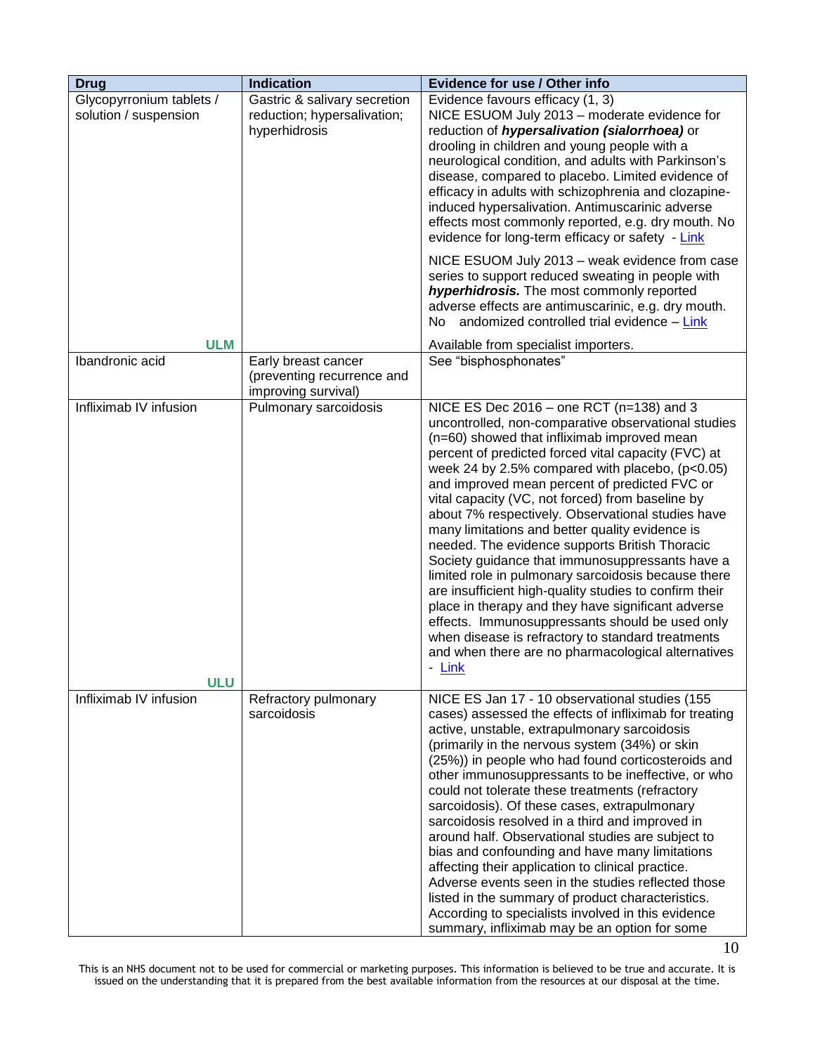| Drug | Indication | Evidence for use / Other info |
|---|---|---|
| Glycopyrronium tablets / solution / suspension<br><br>**ULM** | Gastric & salivary secretion reduction; hypersalivation; hyperhidrosis | Evidence favours efficacy (1, 3)<br>NICE ESUOM July 2013 – moderate evidence for reduction of ***hypersalivation (sialorrhoea)*** or drooling in children and young people with a neurological condition, and adults with Parkinson's disease, compared to placebo. Limited evidence of efficacy in adults with schizophrenia and clozapine-induced hypersalivation. Antimuscarinic adverse effects most commonly reported, e.g. dry mouth. No evidence for long-term efficacy or safety - Link<br><br>NICE ESUOM July 2013 – weak evidence from case series to support reduced sweating in people with ***hyperhidrosis.*** The most commonly reported adverse effects are antimuscarinic, e.g. dry mouth. No andomized controlled trial evidence – Link<br><br>Available from specialist importers. |
| Ibandronic acid | Early breast cancer (preventing recurrence and improving survival) | See "bisphosphonates" |
| Infliximab IV infusion<br><br>**ULU** | Pulmonary sarcoidosis | NICE ES Dec 2016 – one RCT (n=138) and 3 uncontrolled, non-comparative observational studies (n=60) showed that infliximab improved mean percent of predicted forced vital capacity (FVC) at week 24 by 2.5% compared with placebo, ($p<0.05$) and improved mean percent of predicted FVC or vital capacity (VC, not forced) from baseline by about 7% respectively. Observational studies have many limitations and better quality evidence is needed. The evidence supports British Thoracic Society guidance that immunosuppressants have a limited role in pulmonary sarcoidosis because there are insufficient high-quality studies to confirm their place in therapy and they have significant adverse effects. Immunosuppressants should be used only when disease is refractory to standard treatments and when there are no pharmacological alternatives - Link |
| Infliximab IV infusion | Refractory pulmonary sarcoidosis | NICE ES Jan 17 - 10 observational studies (155 cases) assessed the effects of infliximab for treating active, unstable, extrapulmonary sarcoidosis (primarily in the nervous system (34%) or skin (25%)) in people who had found corticosteroids and other immunosuppressants to be ineffective, or who could not tolerate these treatments (refractory sarcoidosis). Of these cases, extrapulmonary sarcoidosis resolved in a third and improved in around half. Observational studies are subject to bias and confounding and have many limitations affecting their application to clinical practice. Adverse events seen in the studies reflected those listed in the summary of product characteristics. According to specialists involved in this evidence summary, infliximab may be an option for some |

This is an NHS document not to be used for commercial or marketing purposes. This information is believed to be true and accurate. It is issued on the understanding that it is prepared from the best available information from the resources at our disposal at the time.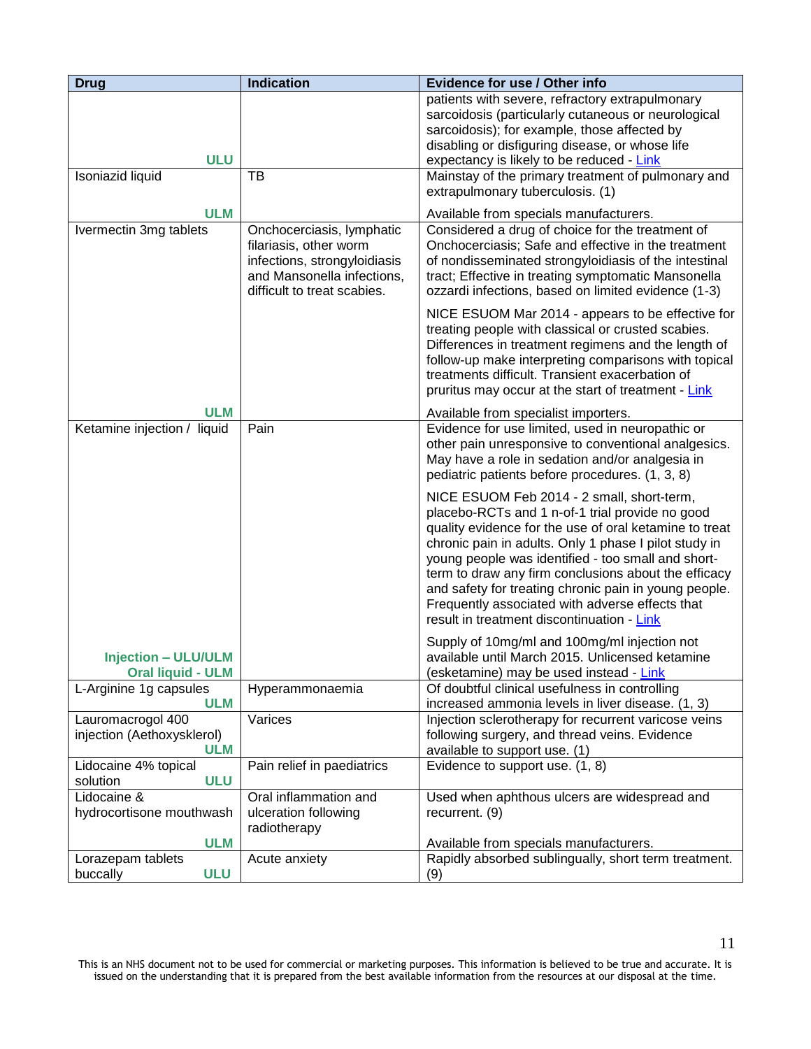| Drug | Indication | Evidence for use / Other info |
|---|---|---|
| ULU | | patients with severe, refractory extrapulmonary sarcoidosis (particularly cutaneous or neurological sarcoidosis); for example, those affected by disabling or disfiguring disease, or whose life expectancy is likely to be reduced - Link |
| Isoniazid liquid ULM | TB | Mainstay of the primary treatment of pulmonary and extrapulmonary tuberculosis. (1) Available from specials manufacturers. |
| Ivermectin 3mg tablets ULM | Onchocerciasis, lymphatic filariasis, other worm infections, strongyloidiasis and Mansonella infections, difficult to treat scabies. | Considered a drug of choice for the treatment of Onchocerciasis; Safe and effective in the treatment of nondisseminated strongyloidiasis of the intestinal tract; Effective in treating symptomatic Mansonella ozzardi infections, based on limited evidence (1-3) NICE ESUOM Mar 2014 - appears to be effective for treating people with classical or crusted scabies. Differences in treatment regimens and the length of follow-up make interpreting comparisons with topical treatments difficult. Transient exacerbation of pruritus may occur at the start of treatment - Link Available from specialist importers. |
| Ketamine injection / liquid Injection – ULU/ULM Oral liquid - ULM | Pain | Evidence for use limited, used in neuropathic or other pain unresponsive to conventional analgesics. May have a role in sedation and/or analgesia in pediatric patients before procedures. (1, 3, 8) NICE ESUOM Feb 2014 - 2 small, short-term, placebo-RCTs and 1 n-of-1 trial provide no good quality evidence for the use of oral ketamine to treat chronic pain in adults. Only 1 phase I pilot study in young people was identified - too small and short-term to draw any firm conclusions about the efficacy and safety for treating chronic pain in young people. Frequently associated with adverse effects that result in treatment discontinuation - Link Supply of 10mg/ml and 100mg/ml injection not available until March 2015. Unlicensed ketamine (esketamine) may be used instead - Link |
| L-Arginine 1g capsules ULM | Hyperammonaemia | Of doubtful clinical usefulness in controlling increased ammonia levels in liver disease. (1, 3) |
| Lauromacrogol 400 injection (Aethoxysklerol) ULM | Varices | Injection sclerotherapy for recurrent varicose veins following surgery, and thread veins. Evidence available to support use. (1) |
| Lidocaine 4% topical solution ULU | Pain relief in paediatrics | Evidence to support use. (1, 8) |
| Lidocaine & hydrocortisone mouthwash ULM | Oral inflammation and ulceration following radiotherapy | Used when aphthous ulcers are widespread and recurrent. (9) Available from specials manufacturers. |
| Lorazepam tablets buccally ULU | Acute anxiety | Rapidly absorbed sublingually, short term treatment. (9) |

This is an NHS document not to be used for commercial or marketing purposes. This information is believed to be true and accurate. It is issued on the understanding that it is prepared from the best available information from the resources at our disposal at the time.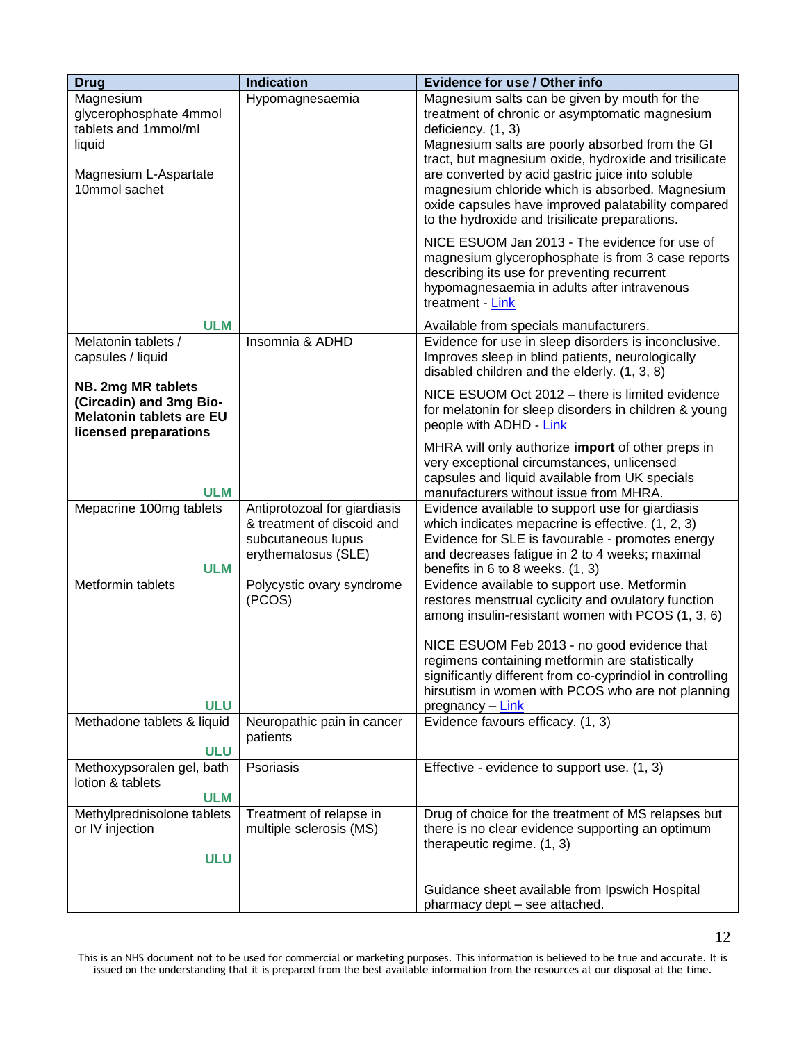| Drug | Indication | Evidence for use / Other info |
|---|---|---|
| Magnesium glycerophosphate 4mmol tablets and 1mmol/ml liquid<br><br>Magnesium L-Aspartate 10mmol sachet<br><br>**ULM** | Hypomagnesaemia | Magnesium salts can be given by mouth for the treatment of chronic or asymptomatic magnesium deficiency. (1, 3)<br>Magnesium salts are poorly absorbed from the GI tract, but magnesium oxide, hydroxide and trisilicate are converted by acid gastric juice into soluble magnesium chloride which is absorbed. Magnesium oxide capsules have improved palatability compared to the hydroxide and trisilicate preparations.<br><br>NICE ESUOM Jan 2013 - The evidence for use of magnesium glycerophosphate is from 3 case reports describing its use for preventing recurrent hypomagnesaemia in adults after intravenous treatment - Link<br><br>Available from specials manufacturers. |
| Melatonin tablets / capsules / liquid<br><br>**NB. 2mg MR tablets (Circadin) and 3mg Bio-Melatonin tablets are EU licensed preparations**<br><br>**ULM** | Insomnia & ADHD | Evidence for use in sleep disorders is inconclusive. Improves sleep in blind patients, neurologically disabled children and the elderly. (1, 3, 8)<br><br>NICE ESUOM Oct 2012 – there is limited evidence for melatonin for sleep disorders in children & young people with ADHD - Link<br><br>MHRA will only authorize **import** of other preps in very exceptional circumstances, unlicensed capsules and liquid available from UK specials manufacturers without issue from MHRA. |
| Mepacrine 100mg tablets<br><br>**ULM** | Antiprotozoal for giardiasis & treatment of discoid and subcutaneous lupus erythematosus (SLE) | Evidence available to support use for giardiasis which indicates mepacrine is effective. (1, 2, 3)<br>Evidence for SLE is favourable - promotes energy and decreases fatigue in 2 to 4 weeks; maximal benefits in 6 to 8 weeks. (1, 3) |
| Metformin tablets<br><br>**ULU** | Polycystic ovary syndrome (PCOS) | Evidence available to support use. Metformin restores menstrual cyclicity and ovulatory function among insulin-resistant women with PCOS (1, 3, 6)<br><br>NICE ESUOM Feb 2013 - no good evidence that regimens containing metformin are statistically significantly different from co-cyprindiol in controlling hirsutism in women with PCOS who are not planning pregnancy – Link |
| Methadone tablets & liquid<br><br>**ULU** | Neuropathic pain in cancer patients | Evidence favours efficacy. (1, 3) |
| Methoxypsoralen gel, bath lotion & tablets<br><br>**ULM** | Psoriasis | Effective - evidence to support use. (1, 3) |
| Methylprednisolone tablets or IV injection<br><br>**ULU** | Treatment of relapse in multiple sclerosis (MS) | Drug of choice for the treatment of MS relapses but there is no clear evidence supporting an optimum therapeutic regime. (1, 3)<br><br>Guidance sheet available from Ipswich Hospital pharmacy dept – see attached. |

This is an NHS document not to be used for commercial or marketing purposes. This information is believed to be true and accurate. It is issued on the understanding that it is prepared from the best available information from the resources at our disposal at the time.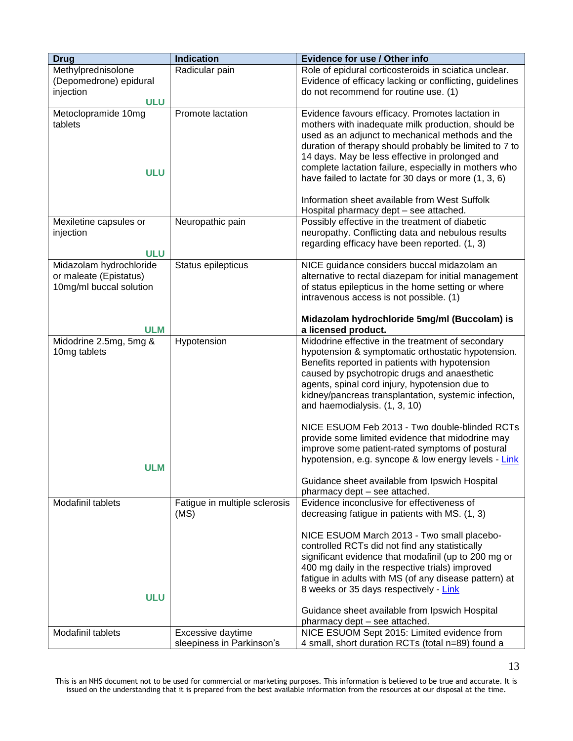| Drug | Indication | Evidence for use / Other info |
| --- | --- | --- |
| Methylprednisolone (Depomedrone) epidural injection<br>ULU | Radicular pain | Role of epidural corticosteroids in sciatica unclear. Evidence of efficacy lacking or conflicting, guidelines do not recommend for routine use. (1) |
| Metoclopramide 10mg tablets<br>ULU | Promote lactation | Evidence favours efficacy. Promotes lactation in mothers with inadequate milk production, should be used as an adjunct to mechanical methods and the duration of therapy should probably be limited to 7 to 14 days. May be less effective in prolonged and complete lactation failure, especially in mothers who have failed to lactate for 30 days or more (1, 3, 6)<br><br>Information sheet available from West Suffolk Hospital pharmacy dept – see attached. |
| Mexiletine capsules or injection<br>ULU | Neuropathic pain | Possibly effective in the treatment of diabetic neuropathy. Conflicting data and nebulous results regarding efficacy have been reported. (1, 3) |
| Midazolam hydrochloride or maleate (Epistatus) 10mg/ml buccal solution<br>ULM | Status epilepticus | NICE guidance considers buccal midazolam an alternative to rectal diazepam for initial management of status epilepticus in the home setting or where intravenous access is not possible. (1)<br><br>**Midazolam hydrochloride 5mg/ml (Buccolam) is a licensed product.** |
| Midodrine 2.5mg, 5mg & 10mg tablets<br>ULM | Hypotension | Midodrine effective in the treatment of secondary hypotension & symptomatic orthostatic hypotension. Benefits reported in patients with hypotension caused by psychotropic drugs and anaesthetic agents, spinal cord injury, hypotension due to kidney/pancreas transplantation, systemic infection, and haemodialysis. (1, 3, 10)<br><br>NICE ESUOM Feb 2013 - Two double-blinded RCTs provide some limited evidence that midodrine may improve some patient-rated symptoms of postural hypotension, e.g. syncope & low energy levels - Link<br><br>Guidance sheet available from Ipswich Hospital pharmacy dept – see attached. |
| Modafinil tablets<br>ULU | Fatigue in multiple sclerosis (MS) | Evidence inconclusive for effectiveness of decreasing fatigue in patients with MS. (1, 3)<br><br>NICE ESUOM March 2013 - Two small placebo-controlled RCTs did not find any statistically significant evidence that modafinil (up to 200 mg or 400 mg daily in the respective trials) improved fatigue in adults with MS (of any disease pattern) at 8 weeks or 35 days respectively - Link<br><br>Guidance sheet available from Ipswich Hospital pharmacy dept – see attached. |
| Modafinil tablets | Excessive daytime sleepiness in Parkinson's | NICE ESUOM Sept 2015: Limited evidence from 4 small, short duration RCTs (total n=89) found a |

This is an NHS document not to be used for commercial or marketing purposes. This information is believed to be true and accurate. It is issued on the understanding that it is prepared from the best available information from the resources at our disposal at the time.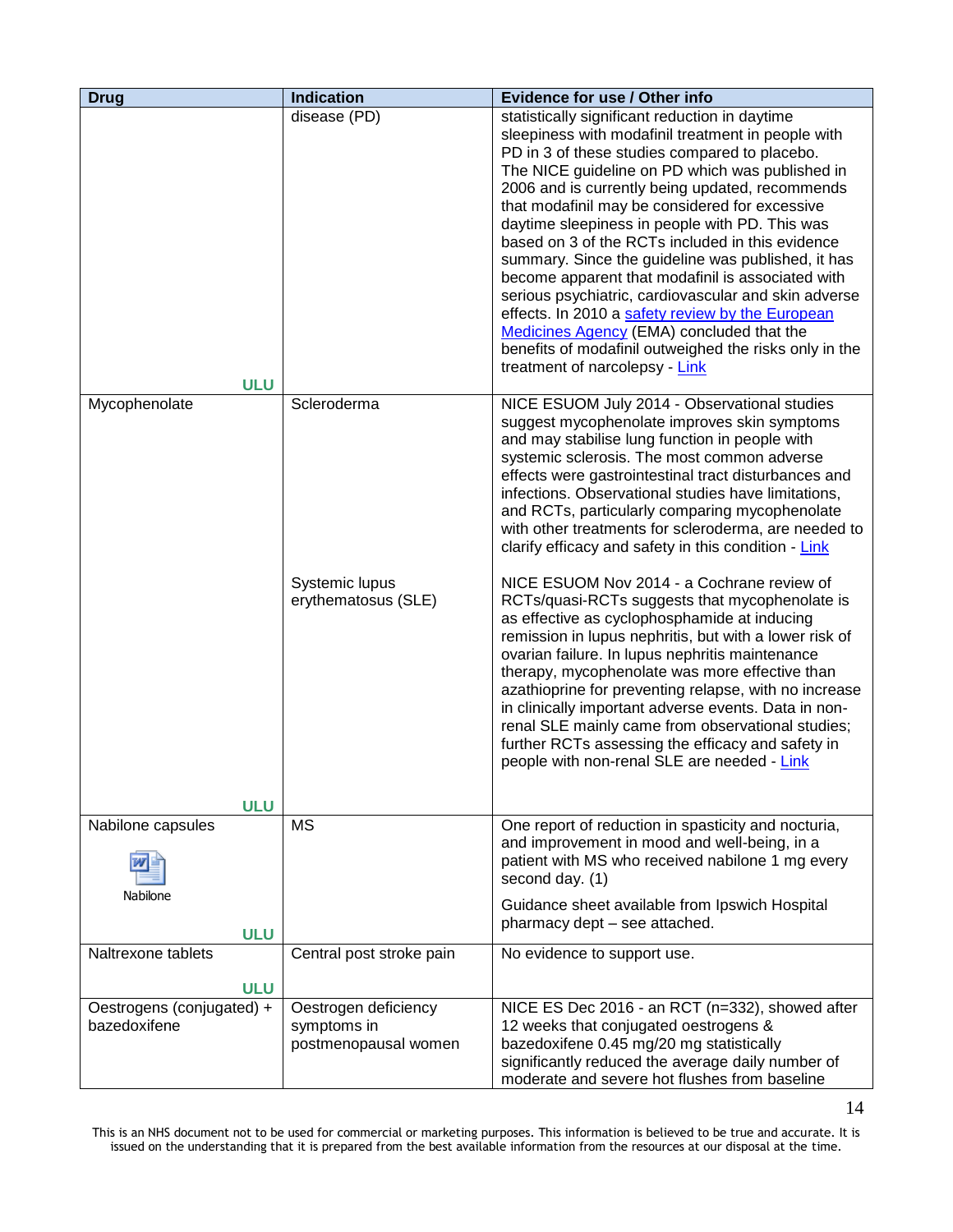| Drug | Indication | Evidence for use / Other info |
|---|---|---|
| ULU | disease (PD) | statistically significant reduction in daytime sleepiness with modafinil treatment in people with PD in 3 of these studies compared to placebo. The NICE guideline on PD which was published in 2006 and is currently being updated, recommends that modafinil may be considered for excessive daytime sleepiness in people with PD. This was based on 3 of the RCTs included in this evidence summary. Since the guideline was published, it has become apparent that modafinil is associated with serious psychiatric, cardiovascular and skin adverse effects. In 2010 a safety review by the European Medicines Agency (EMA) concluded that the benefits of modafinil outweighed the risks only in the treatment of narcolepsy - Link |
| Mycophenolate ULU | Scleroderma | NICE ESUOM July 2014 - Observational studies suggest mycophenolate improves skin symptoms and may stabilise lung function in people with systemic sclerosis. The most common adverse effects were gastrointestinal tract disturbances and infections. Observational studies have limitations, and RCTs, particularly comparing mycophenolate with other treatments for scleroderma, are needed to clarify efficacy and safety in this condition - Link |
| | Systemic lupus erythematosus (SLE) | NICE ESUOM Nov 2014 - a Cochrane review of RCTs/quasi-RCTs suggests that mycophenolate is as effective as cyclophosphamide at inducing remission in lupus nephritis, but with a lower risk of ovarian failure. In lupus nephritis maintenance therapy, mycophenolate was more effective than azathioprine for preventing relapse, with no increase in clinically important adverse events. Data in non-renal SLE mainly came from observational studies; further RCTs assessing the efficacy and safety in people with non-renal SLE are needed - Link |
| Nabilone capsules<br>Nabilone<br>ULU | MS | One report of reduction in spasticity and nocturia, and improvement in mood and well-being, in a patient with MS who received nabilone 1 mg every second day. (1)<br>Guidance sheet available from Ipswich Hospital pharmacy dept – see attached. |
| Naltrexone tablets ULU | Central post stroke pain | No evidence to support use. |
| Oestrogens (conjugated) + bazedoxifene | Oestrogen deficiency symptoms in postmenopausal women | NICE ES Dec 2016 - an RCT (n=332), showed after 12 weeks that conjugated oestrogens & bazedoxifene 0.45 mg/20 mg statistically significantly reduced the average daily number of moderate and severe hot flushes from baseline |

This is an NHS document not to be used for commercial or marketing purposes. This information is believed to be true and accurate. It is issued on the understanding that it is prepared from the best available information from the resources at our disposal at the time.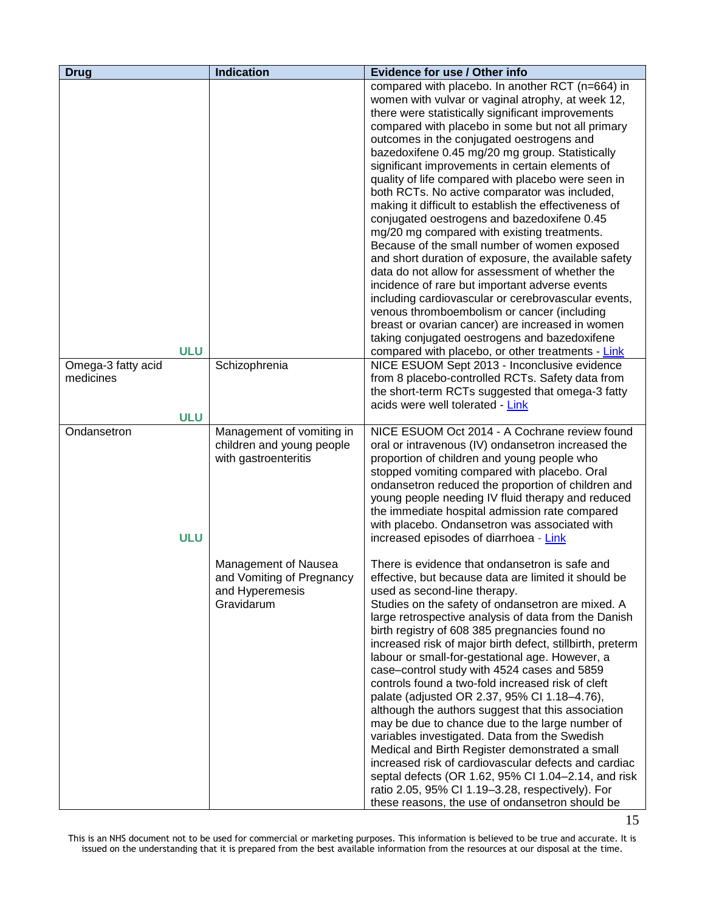| Drug | Indication | Evidence for use / Other info |
|---|---|---|
| ULU | | compared with placebo. In another RCT (n=664) in women with vulvar or vaginal atrophy, at week 12, there were statistically significant improvements compared with placebo in some but not all primary outcomes in the conjugated oestrogens and bazedoxifene 0.45 mg/20 mg group. Statistically significant improvements in certain elements of quality of life compared with placebo were seen in both RCTs. No active comparator was included, making it difficult to establish the effectiveness of conjugated oestrogens and bazedoxifene 0.45 mg/20 mg compared with existing treatments. Because of the small number of women exposed and short duration of exposure, the available safety data do not allow for assessment of whether the incidence of rare but important adverse events including cardiovascular or cerebrovascular events, venous thromboembolism or cancer (including breast or ovarian cancer) are increased in women taking conjugated oestrogens and bazedoxifene compared with placebo, or other treatments - Link |
| Omega-3 fatty acid medicines ULU | Schizophrenia | NICE ESUOM Sept 2013 - Inconclusive evidence from 8 placebo-controlled RCTs. Safety data from the short-term RCTs suggested that omega-3 fatty acids were well tolerated - Link |
| Ondansetron ULU | Management of vomiting in children and young people with gastroenteritis | NICE ESUOM Oct 2014 - A Cochrane review found oral or intravenous (IV) ondansetron increased the proportion of children and young people who stopped vomiting compared with placebo. Oral ondansetron reduced the proportion of children and young people needing IV fluid therapy and reduced the immediate hospital admission rate compared with placebo. Ondansetron was associated with increased episodes of diarrhoea - Link |
| | Management of Nausea and Vomiting of Pregnancy and Hyperemesis Gravidarum | There is evidence that ondansetron is safe and effective, but because data are limited it should be used as second-line therapy.<br>Studies on the safety of ondansetron are mixed. A large retrospective analysis of data from the Danish birth registry of 608 385 pregnancies found no increased risk of major birth defect, stillbirth, preterm labour or small-for-gestational age. However, a case–control study with 4524 cases and 5859 controls found a two-fold increased risk of cleft palate (adjusted OR 2.37, 95% CI 1.18–4.76), although the authors suggest that this association may be due to chance due to the large number of variables investigated. Data from the Swedish Medical and Birth Register demonstrated a small increased risk of cardiovascular defects and cardiac septal defects (OR 1.62, 95% CI 1.04–2.14, and risk ratio 2.05, 95% CI 1.19–3.28, respectively). For these reasons, the use of ondansetron should be |

This is an NHS document not to be used for commercial or marketing purposes. This information is believed to be true and accurate. It is issued on the understanding that it is prepared from the best available information from the resources at our disposal at the time.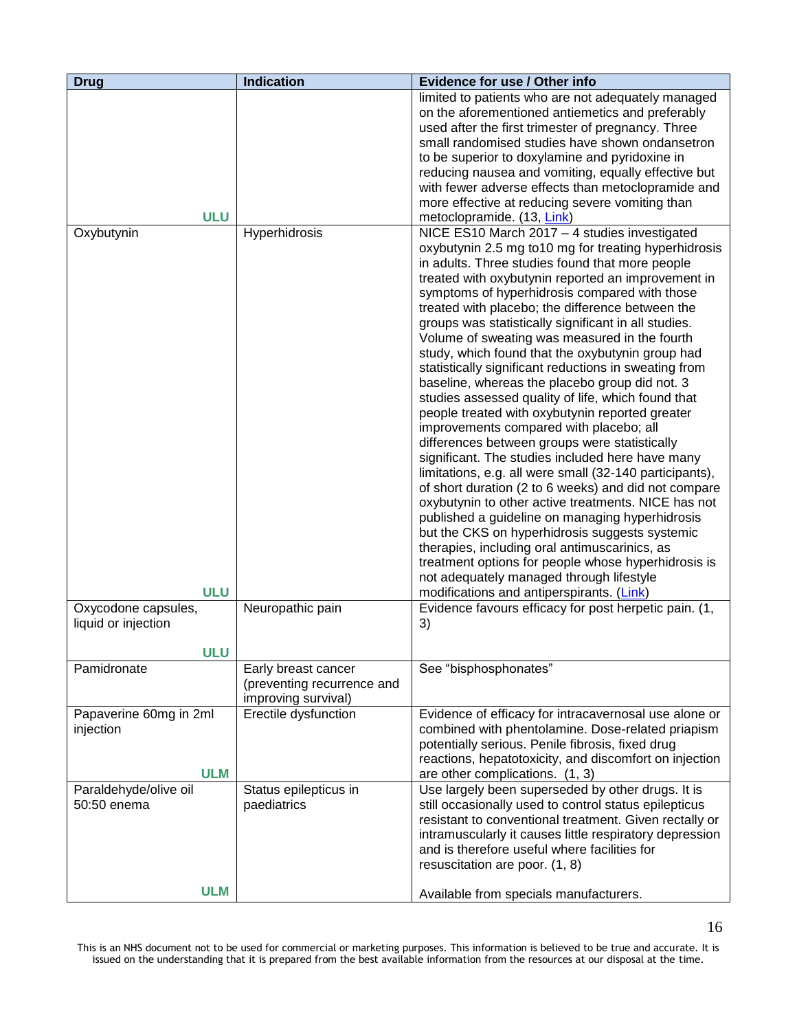| Drug | Indication | Evidence for use / Other info |
| --- | --- | --- |
| ULU | | limited to patients who are not adequately managed on the aforementioned antiemetics and preferably used after the first trimester of pregnancy. Three small randomised studies have shown ondansetron to be superior to doxylamine and pyridoxine in reducing nausea and vomiting, equally effective but with fewer adverse effects than metoclopramide and more effective at reducing severe vomiting than metoclopramide. (13, Link) |
| Oxybutynin<br><br>ULU | Hyperhidrosis | NICE ES10 March 2017 – 4 studies investigated oxybutynin 2.5 mg to10 mg for treating hyperhidrosis in adults. Three studies found that more people treated with oxybutynin reported an improvement in symptoms of hyperhidrosis compared with those treated with placebo; the difference between the groups was statistically significant in all studies. Volume of sweating was measured in the fourth study, which found that the oxybutynin group had statistically significant reductions in sweating from baseline, whereas the placebo group did not. 3 studies assessed quality of life, which found that people treated with oxybutynin reported greater improvements compared with placebo; all differences between groups were statistically significant. The studies included here have many limitations, e.g. all were small (32-140 participants), of short duration (2 to 6 weeks) and did not compare oxybutynin to other active treatments. NICE has not published a guideline on managing hyperhidrosis but the CKS on hyperhidrosis suggests systemic therapies, including oral antimuscarinics, as treatment options for people whose hyperhidrosis is not adequately managed through lifestyle modifications and antiperspirants. (Link) |
| Oxycodone capsules, liquid or injection<br><br>ULU | Neuropathic pain | Evidence favours efficacy for post herpetic pain. (1, 3) |
| Pamidronate | Early breast cancer (preventing recurrence and improving survival) | See "bisphosphonates" |
| Papaverine 60mg in 2ml injection<br><br>ULM | Erectile dysfunction | Evidence of efficacy for intracavernosal use alone or combined with phentolamine. Dose-related priapism potentially serious. Penile fibrosis, fixed drug reactions, hepatotoxicity, and discomfort on injection are other complications. (1, 3) |
| Paraldehyde/olive oil 50:50 enema<br><br>ULM | Status epilepticus in paediatrics | Use largely been superseded by other drugs. It is still occasionally used to control status epilepticus resistant to conventional treatment. Given rectally or intramuscularly it causes little respiratory depression and is therefore useful where facilities for resuscitation are poor. (1, 8)<br><br>Available from specials manufacturers. |

This is an NHS document not to be used for commercial or marketing purposes. This information is believed to be true and accurate. It is issued on the understanding that it is prepared from the best available information from the resources at our disposal at the time.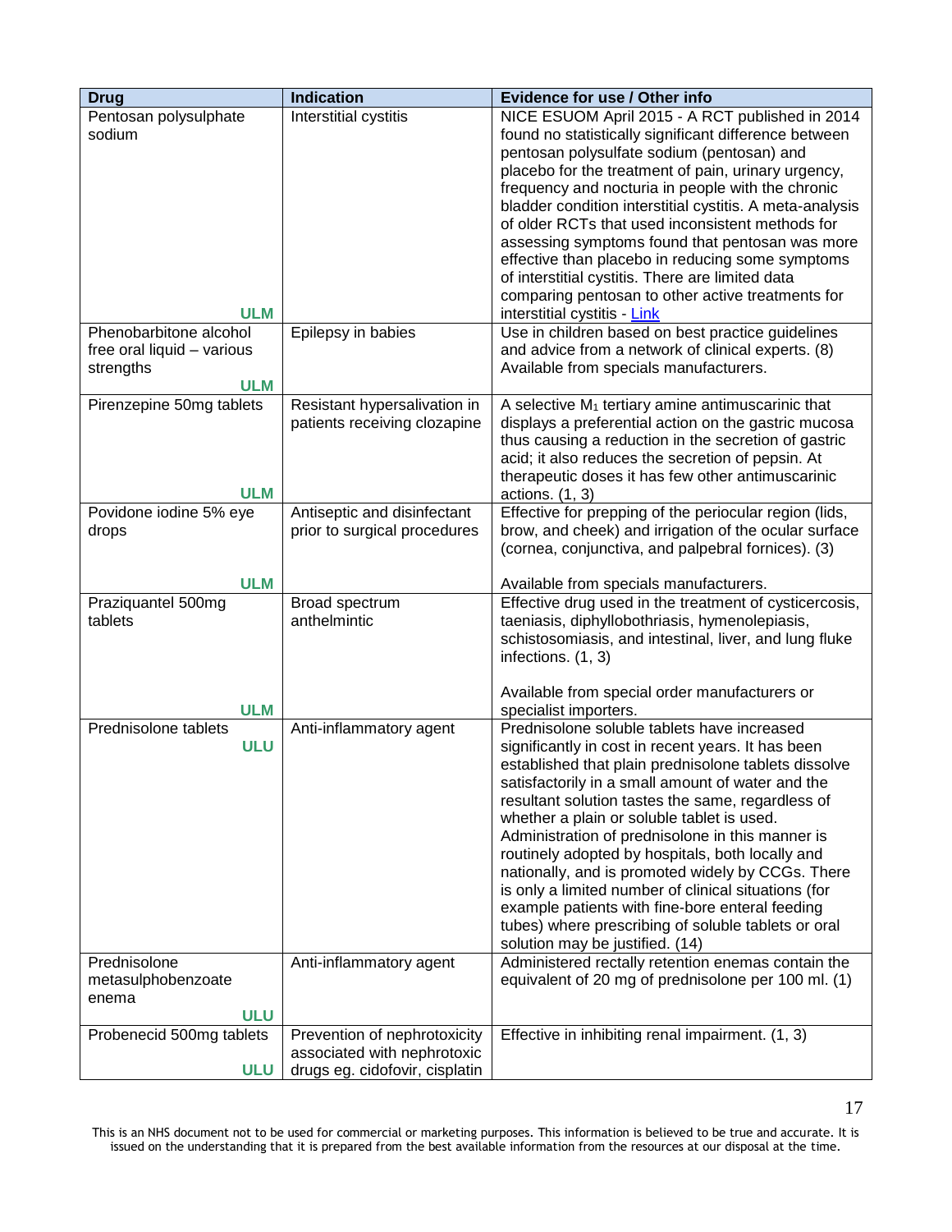| Drug | Indication | Evidence for use / Other info |
|---|---|---|
| Pentosan polysulphate sodium **ULM** | Interstitial cystitis | NICE ESUOM April 2015 - A RCT published in 2014 found no statistically significant difference between pentosan polysulfate sodium (pentosan) and placebo for the treatment of pain, urinary urgency, frequency and nocturia in people with the chronic bladder condition interstitial cystitis. A meta-analysis of older RCTs that used inconsistent methods for assessing symptoms found that pentosan was more effective than placebo in reducing some symptoms of interstitial cystitis. There are limited data comparing pentosan to other active treatments for interstitial cystitis - Link |
| Phenobarbitone alcohol free oral liquid – various strengths **ULM** | Epilepsy in babies | Use in children based on best practice guidelines and advice from a network of clinical experts. (8) Available from specials manufacturers. |
| Pirenzepine 50mg tablets **ULM** | Resistant hypersalivation in patients receiving clozapine | A selective $M_1$ tertiary amine antimuscarinic that displays a preferential action on the gastric mucosa thus causing a reduction in the secretion of gastric acid; it also reduces the secretion of pepsin. At therapeutic doses it has few other antimuscarinic actions. (1, 3) |
| Povidone iodine 5% eye drops **ULM** | Antiseptic and disinfectant prior to surgical procedures | Effective for prepping of the periocular region (lids, brow, and cheek) and irrigation of the ocular surface (cornea, conjunctiva, and palpebral fornices). (3)<br><br>Available from specials manufacturers. |
| Praziquantel 500mg tablets **ULM** | Broad spectrum anthelmintic | Effective drug used in the treatment of cysticercosis, taeniasis, diphyllobothriasis, hymenolepiasis, schistosomiasis, and intestinal, liver, and lung fluke infections. (1, 3)<br><br>Available from special order manufacturers or specialist importers. |
| Prednisolone tablets **ULU** | Anti-inflammatory agent | Prednisolone soluble tablets have increased significantly in cost in recent years. It has been established that plain prednisolone tablets dissolve satisfactorily in a small amount of water and the resultant solution tastes the same, regardless of whether a plain or soluble tablet is used. Administration of prednisolone in this manner is routinely adopted by hospitals, both locally and nationally, and is promoted widely by CCGs. There is only a limited number of clinical situations (for example patients with fine-bore enteral feeding tubes) where prescribing of soluble tablets or oral solution may be justified. (14) |
| Prednisolone metasulphobenzoate enema **ULU** | Anti-inflammatory agent | Administered rectally retention enemas contain the equivalent of 20 mg of prednisolone per 100 ml. (1) |
| Probenecid 500mg tablets **ULU** | Prevention of nephrotoxicity associated with nephrotoxic drugs eg. cidofovir, cisplatin | Effective in inhibiting renal impairment. (1, 3) |

This is an NHS document not to be used for commercial or marketing purposes. This information is believed to be true and accurate. It is issued on the understanding that it is prepared from the best available information from the resources at our disposal at the time.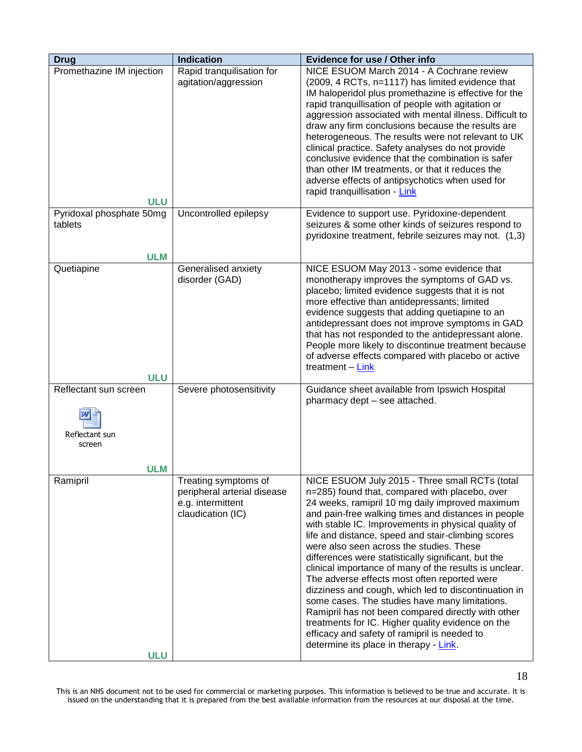| Drug | Indication | Evidence for use / Other info |
|---|---|---|
| Promethazine IM injection<br><br>**ULU** | Rapid tranquilisation for agitation/aggression | NICE ESUOM March 2014 - A Cochrane review (2009, 4 RCTs, n=1117) has limited evidence that IM haloperidol plus promethazine is effective for the rapid tranquillisation of people with agitation or aggression associated with mental illness. Difficult to draw any firm conclusions because the results are heterogeneous. The results were not relevant to UK clinical practice. Safety analyses do not provide conclusive evidence that the combination is safer than other IM treatments, or that it reduces the adverse effects of antipsychotics when used for rapid tranquillisation - Link |
| Pyridoxal phosphate 50mg tablets<br><br>**ULM** | Uncontrolled epilepsy | Evidence to support use. Pyridoxine-dependent seizures & some other kinds of seizures respond to pyridoxine treatment, febrile seizures may not. (1,3) |
| Quetiapine<br><br>**ULU** | Generalised anxiety disorder (GAD) | NICE ESUOM May 2013 - some evidence that monotherapy improves the symptoms of GAD vs. placebo; limited evidence suggests that it is not more effective than antidepressants; limited evidence suggests that adding quetiapine to an antidepressant does not improve symptoms in GAD that has not responded to the antidepressant alone. People more likely to discontinue treatment because of adverse effects compared with placebo or active treatment – Link |
| Reflectant sun screen<br><br>Reflectant sun screen<br><br>**ULM** | Severe photosensitivity | Guidance sheet available from Ipswich Hospital pharmacy dept – see attached. |
| Ramipril<br><br>**ULU** | Treating symptoms of peripheral arterial disease e.g. intermittent claudication (IC) | NICE ESUOM July 2015 - Three small RCTs (total n=285) found that, compared with placebo, over 24 weeks, ramipril 10 mg daily improved maximum and pain-free walking times and distances in people with stable IC. Improvements in physical quality of life and distance, speed and stair-climbing scores were also seen across the studies. These differences were statistically significant, but the clinical importance of many of the results is unclear. The adverse effects most often reported were dizziness and cough, which led to discontinuation in some cases. The studies have many limitations. Ramipril has not been compared directly with other treatments for IC. Higher quality evidence on the efficacy and safety of ramipril is needed to determine its place in therapy - Link. |

This is an NHS document not to be used for commercial or marketing purposes. This information is believed to be true and accurate. It is issued on the understanding that it is prepared from the best available information from the resources at our disposal at the time.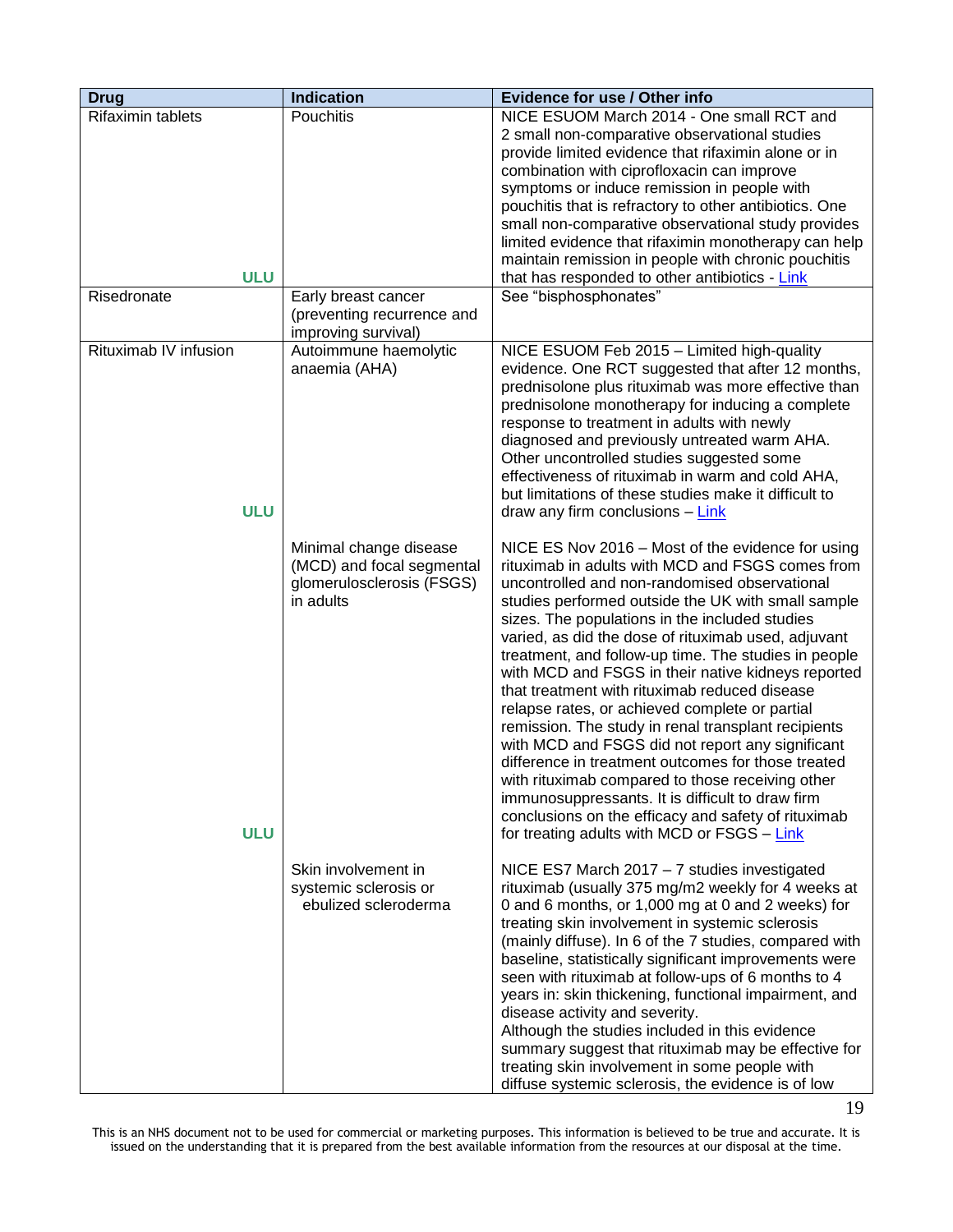| Drug | Indication | Evidence for use / Other info |
|---|---|---|
| Rifaximin tablets<br><br>**ULU** | Pouchitis | NICE ESUOM March 2014 - One small RCT and 2 small non-comparative observational studies provide limited evidence that rifaximin alone or in combination with ciprofloxacin can improve symptoms or induce remission in people with pouchitis that is refractory to other antibiotics. One small non-comparative observational study provides limited evidence that rifaximin monotherapy can help maintain remission in people with chronic pouchitis that has responded to other antibiotics - Link |
| Risedronate | Early breast cancer (preventing recurrence and improving survival) | See "bisphosphonates" |
| Rituximab IV infusion<br><br>**ULU** | Autoimmune haemolytic anaemia (AHA) | NICE ESUOM Feb 2015 – Limited high-quality evidence. One RCT suggested that after 12 months, prednisolone plus rituximab was more effective than prednisolone monotherapy for inducing a complete response to treatment in adults with newly diagnosed and previously untreated warm AHA. Other uncontrolled studies suggested some effectiveness of rituximab in warm and cold AHA, but limitations of these studies make it difficult to draw any firm conclusions – Link |
| **ULU** | Minimal change disease (MCD) and focal segmental glomerulosclerosis (FSGS) in adults | NICE ES Nov 2016 – Most of the evidence for using rituximab in adults with MCD and FSGS comes from uncontrolled and non-randomised observational studies performed outside the UK with small sample sizes. The populations in the included studies varied, as did the dose of rituximab used, adjuvant treatment, and follow-up time. The studies in people with MCD and FSGS in their native kidneys reported that treatment with rituximab reduced disease relapse rates, or achieved complete or partial remission. The study in renal transplant recipients with MCD and FSGS did not report any significant difference in treatment outcomes for those treated with rituximab compared to those receiving other immunosuppressants. It is difficult to draw firm conclusions on the efficacy and safety of rituximab for treating adults with MCD or FSGS – Link |
| | Skin involvement in systemic sclerosis or ebulized scleroderma | NICE ES7 March 2017 – 7 studies investigated rituximab (usually 375 mg/m2 weekly for 4 weeks at 0 and 6 months, or 1,000 mg at 0 and 2 weeks) for treating skin involvement in systemic sclerosis (mainly diffuse). In 6 of the 7 studies, compared with baseline, statistically significant improvements were seen with rituximab at follow-ups of 6 months to 4 years in: skin thickening, functional impairment, and disease activity and severity.<br>Although the studies included in this evidence summary suggest that rituximab may be effective for treating skin involvement in some people with diffuse systemic sclerosis, the evidence is of low |

This is an NHS document not to be used for commercial or marketing purposes. This information is believed to be true and accurate. It is issued on the understanding that it is prepared from the best available information from the resources at our disposal at the time.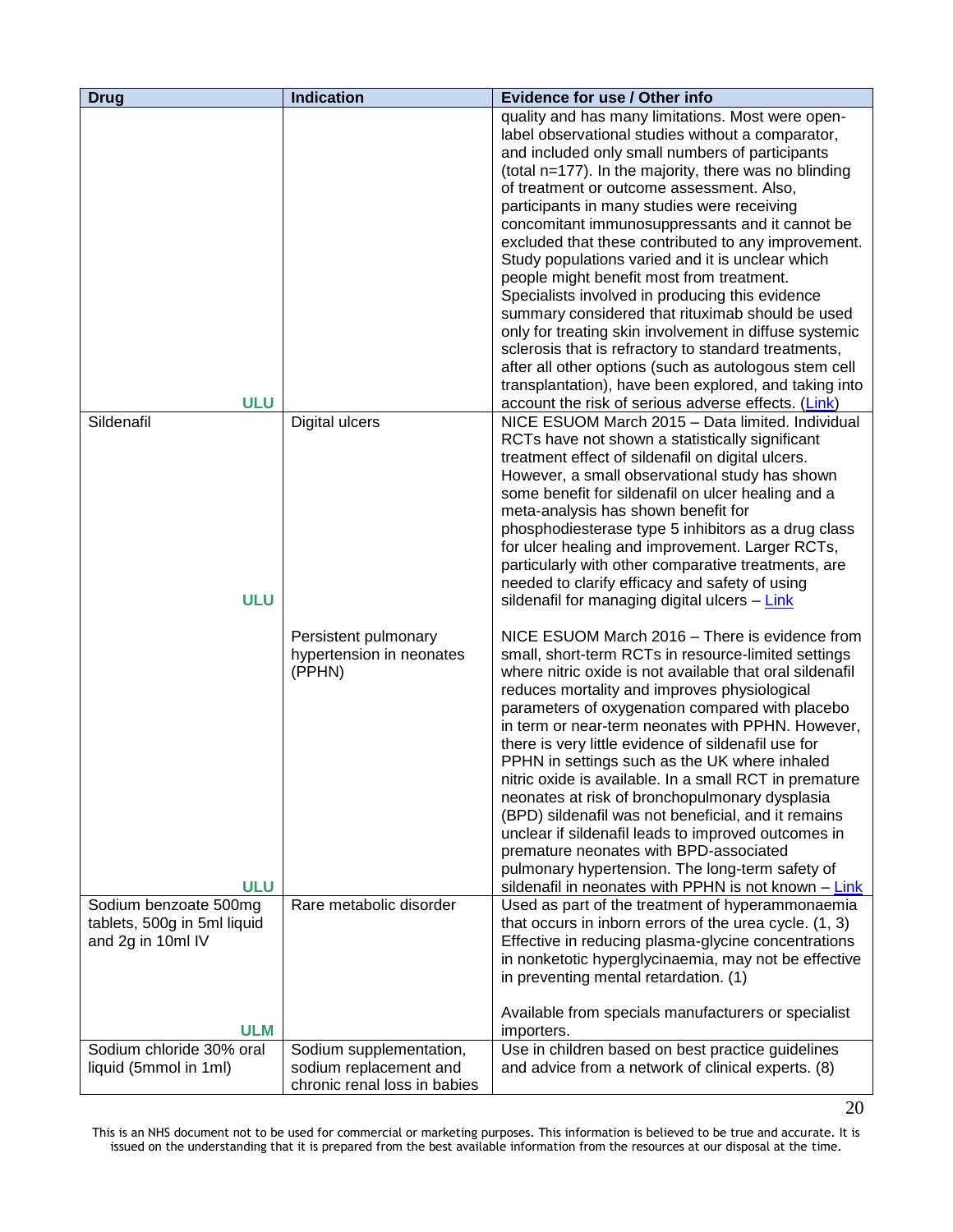| Drug | Indication | Evidence for use / Other info |
|---|---|---|
| ULU | | quality and has many limitations. Most were open-label observational studies without a comparator, and included only small numbers of participants (total n=177). In the majority, there was no blinding of treatment or outcome assessment. Also, participants in many studies were receiving concomitant immunosuppressants and it cannot be excluded that these contributed to any improvement. Study populations varied and it is unclear which people might benefit most from treatment. Specialists involved in producing this evidence summary considered that rituximab should be used only for treating skin involvement in diffuse systemic sclerosis that is refractory to standard treatments, after all other options (such as autologous stem cell transplantation), have been explored, and taking into account the risk of serious adverse effects. (Link) |
| Sildenafil ULU | Digital ulcers | NICE ESUOM March 2015 – Data limited. Individual RCTs have not shown a statistically significant treatment effect of sildenafil on digital ulcers. However, a small observational study has shown some benefit for sildenafil on ulcer healing and a meta-analysis has shown benefit for phosphodiesterase type 5 inhibitors as a drug class for ulcer healing and improvement. Larger RCTs, particularly with other comparative treatments, are needed to clarify efficacy and safety of using sildenafil for managing digital ulcers – Link |
| ULU | Persistent pulmonary hypertension in neonates (PPHN) | NICE ESUOM March 2016 – There is evidence from small, short-term RCTs in resource-limited settings where nitric oxide is not available that oral sildenafil reduces mortality and improves physiological parameters of oxygenation compared with placebo in term or near-term neonates with PPHN. However, there is very little evidence of sildenafil use for PPHN in settings such as the UK where inhaled nitric oxide is available. In a small RCT in premature neonates at risk of bronchopulmonary dysplasia (BPD) sildenafil was not beneficial, and it remains unclear if sildenafil leads to improved outcomes in premature neonates with BPD-associated pulmonary hypertension. The long-term safety of sildenafil in neonates with PPHN is not known – Link |
| Sodium benzoate 500mg tablets, 500g in 5ml liquid and 2g in 10ml IV ULM | Rare metabolic disorder | Used as part of the treatment of hyperammonaemia that occurs in inborn errors of the urea cycle. (1, 3) Effective in reducing plasma-glycine concentrations in nonketotic hyperglycinaemia, may not be effective in preventing mental retardation. (1)<br><br>Available from specials manufacturers or specialist importers. |
| Sodium chloride 30% oral liquid (5mmol in 1ml) | Sodium supplementation, sodium replacement and chronic renal loss in babies | Use in children based on best practice guidelines and advice from a network of clinical experts. (8) |

This is an NHS document not to be used for commercial or marketing purposes. This information is believed to be true and accurate. It is issued on the understanding that it is prepared from the best available information from the resources at our disposal at the time.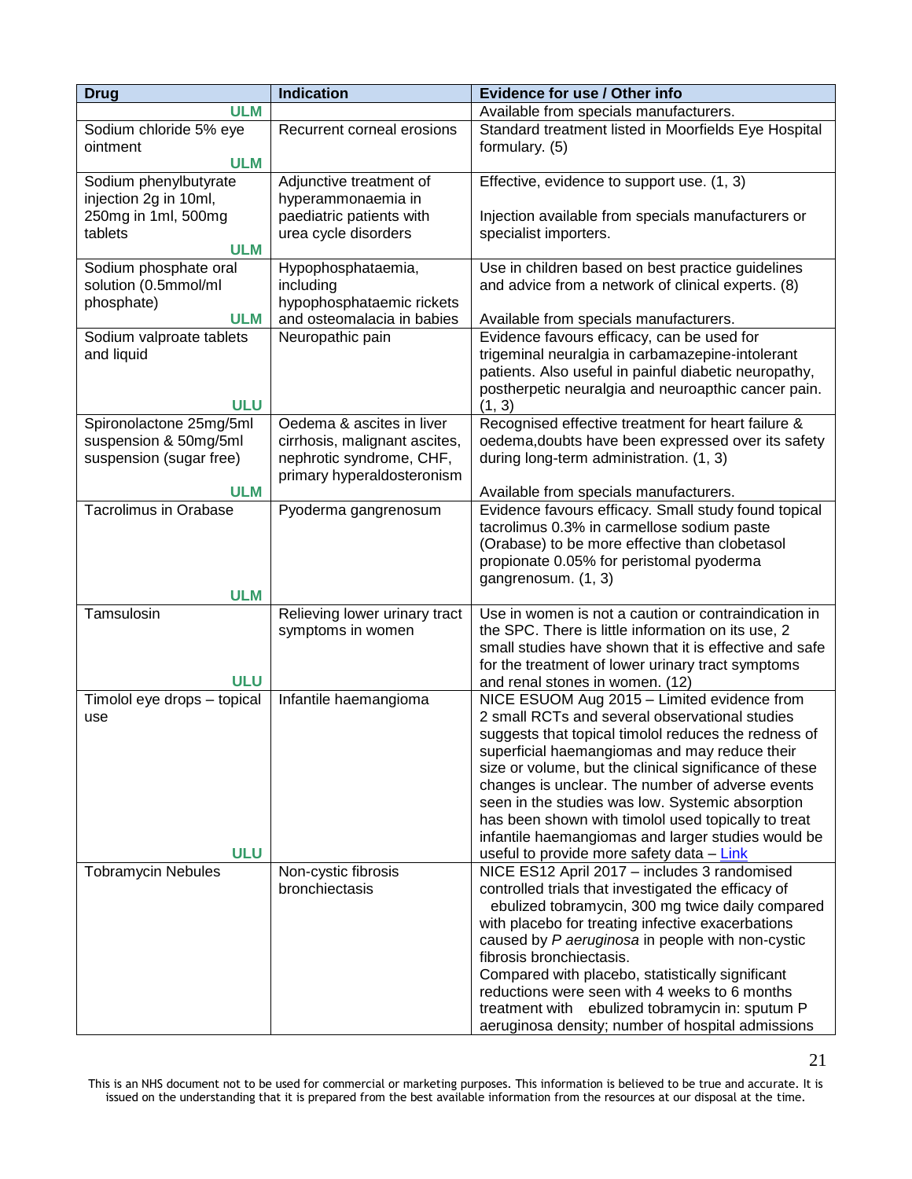| Drug | Indication | Evidence for use / Other info |
|---|---|---|
| ULM | | Available from specials manufacturers. |
| Sodium chloride 5% eye ointment ULM | Recurrent corneal erosions | Standard treatment listed in Moorfields Eye Hospital formulary. (5) |
| Sodium phenylbutyrate injection 2g in 10ml, 250mg in 1ml, 500mg tablets ULM | Adjunctive treatment of hyperammonaemia in paediatric patients with urea cycle disorders | Effective, evidence to support use. (1, 3)<br><br>Injection available from specials manufacturers or specialist importers. |
| Sodium phosphate oral solution (0.5mmol/ml phosphate) ULM | Hypophosphataemia, including hypophosphataemic rickets and osteomalacia in babies | Use in children based on best practice guidelines and advice from a network of clinical experts. (8)<br><br>Available from specials manufacturers. |
| Sodium valproate tablets and liquid ULU | Neuropathic pain | Evidence favours efficacy, can be used for trigeminal neuralgia in carbamazepine-intolerant patients. Also useful in painful diabetic neuropathy, postherpetic neuralgia and neuroapthic cancer pain. (1, 3) |
| Spironolactone 25mg/5ml suspension & 50mg/5ml suspension (sugar free) ULM | Oedema & ascites in liver cirrhosis, malignant ascites, nephrotic syndrome, CHF, primary hyperaldosteronism | Recognised effective treatment for heart failure & oedema,doubts have been expressed over its safety during long-term administration. (1, 3)<br><br>Available from specials manufacturers. |
| Tacrolimus in Orabase ULM | Pyoderma gangrenosum | Evidence favours efficacy. Small study found topical tacrolimus 0.3% in carmellose sodium paste (Orabase) to be more effective than clobetasol propionate 0.05% for peristomal pyoderma gangrenosum. (1, 3) |
| Tamsulosin ULU | Relieving lower urinary tract symptoms in women | Use in women is not a caution or contraindication in the SPC. There is little information on its use, 2 small studies have shown that it is effective and safe for the treatment of lower urinary tract symptoms and renal stones in women. (12) |
| Timolol eye drops – topical use ULU | Infantile haemangioma | NICE ESUOM Aug 2015 – Limited evidence from 2 small RCTs and several observational studies suggests that topical timolol reduces the redness of superficial haemangiomas and may reduce their size or volume, but the clinical significance of these changes is unclear. The number of adverse events seen in the studies was low. Systemic absorption has been shown with timolol used topically to treat infantile haemangiomas and larger studies would be useful to provide more safety data – Link |
| Tobramycin Nebules | Non-cystic fibrosis bronchiectasis | NICE ES12 April 2017 – includes 3 randomised controlled trials that investigated the efficacy of ebulized tobramycin, 300 mg twice daily compared with placebo for treating infective exacerbations caused by *P aeruginosa* in people with non-cystic fibrosis bronchiectasis.<br>Compared with placebo, statistically significant reductions were seen with 4 weeks to 6 months treatment with ebulized tobramycin in: sputum P aeruginosa density; number of hospital admissions |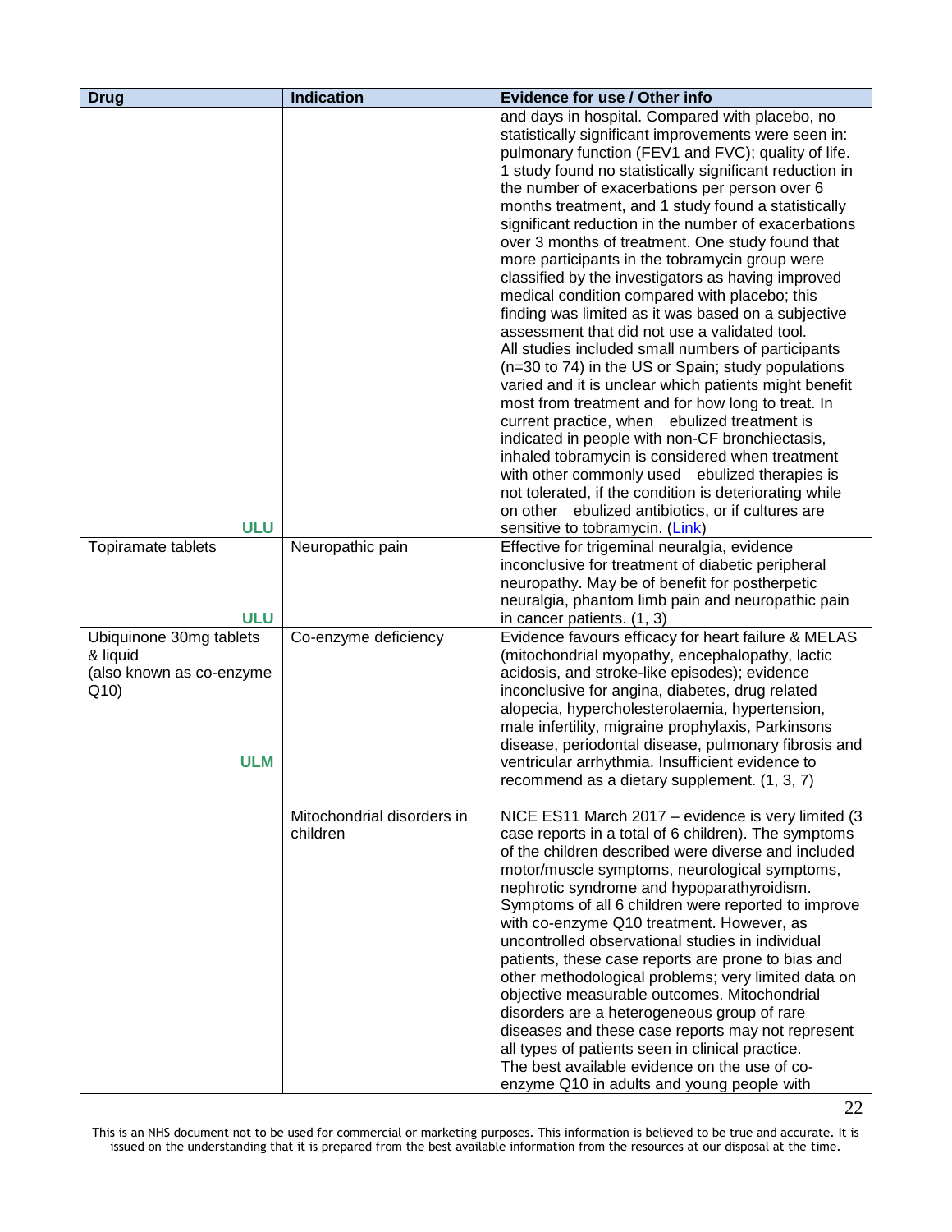| Drug | Indication | Evidence for use / Other info |
|---|---|---|
| ULU | | and days in hospital. Compared with placebo, no statistically significant improvements were seen in: pulmonary function (FEV1 and FVC); quality of life. 1 study found no statistically significant reduction in the number of exacerbations per person over 6 months treatment, and 1 study found a statistically significant reduction in the number of exacerbations over 3 months of treatment. One study found that more participants in the tobramycin group were classified by the investigators as having improved medical condition compared with placebo; this finding was limited as it was based on a subjective assessment that did not use a validated tool. All studies included small numbers of participants (n=30 to 74) in the US or Spain; study populations varied and it is unclear which patients might benefit most from treatment and for how long to treat. In current practice, when ebulized treatment is indicated in people with non-CF bronchiectasis, inhaled tobramycin is considered when treatment with other commonly used ebulized therapies is not tolerated, if the condition is deteriorating while on other ebulized antibiotics, or if cultures are sensitive to tobramycin. (Link) |
| Topiramate tablets<br>ULU | Neuropathic pain | Effective for trigeminal neuralgia, evidence inconclusive for treatment of diabetic peripheral neuropathy. May be of benefit for postherpetic neuralgia, phantom limb pain and neuropathic pain in cancer patients. (1, 3) |
| Ubiquinone 30mg tablets & liquid (also known as co-enzyme Q10)<br>ULM | Co-enzyme deficiency | Evidence favours efficacy for heart failure & MELAS (mitochondrial myopathy, encephalopathy, lactic acidosis, and stroke-like episodes); evidence inconclusive for angina, diabetes, drug related alopecia, hypercholesterolaemia, hypertension, male infertility, migraine prophylaxis, Parkinsons disease, periodontal disease, pulmonary fibrosis and ventricular arrhythmia. Insufficient evidence to recommend as a dietary supplement. (1, 3, 7) |
| | Mitochondrial disorders in children | NICE ES11 March 2017 – evidence is very limited (3 case reports in a total of 6 children). The symptoms of the children described were diverse and included motor/muscle symptoms, neurological symptoms, nephrotic syndrome and hypoparathyroidism. Symptoms of all 6 children were reported to improve with co-enzyme Q10 treatment. However, as uncontrolled observational studies in individual patients, these case reports are prone to bias and other methodological problems; very limited data on objective measurable outcomes. Mitochondrial disorders are a heterogeneous group of rare diseases and these case reports may not represent all types of patients seen in clinical practice. The best available evidence on the use of co-enzyme Q10 in adults and young people with |

This is an NHS document not to be used for commercial or marketing purposes. This information is believed to be true and accurate. It is issued on the understanding that it is prepared from the best available information from the resources at our disposal at the time.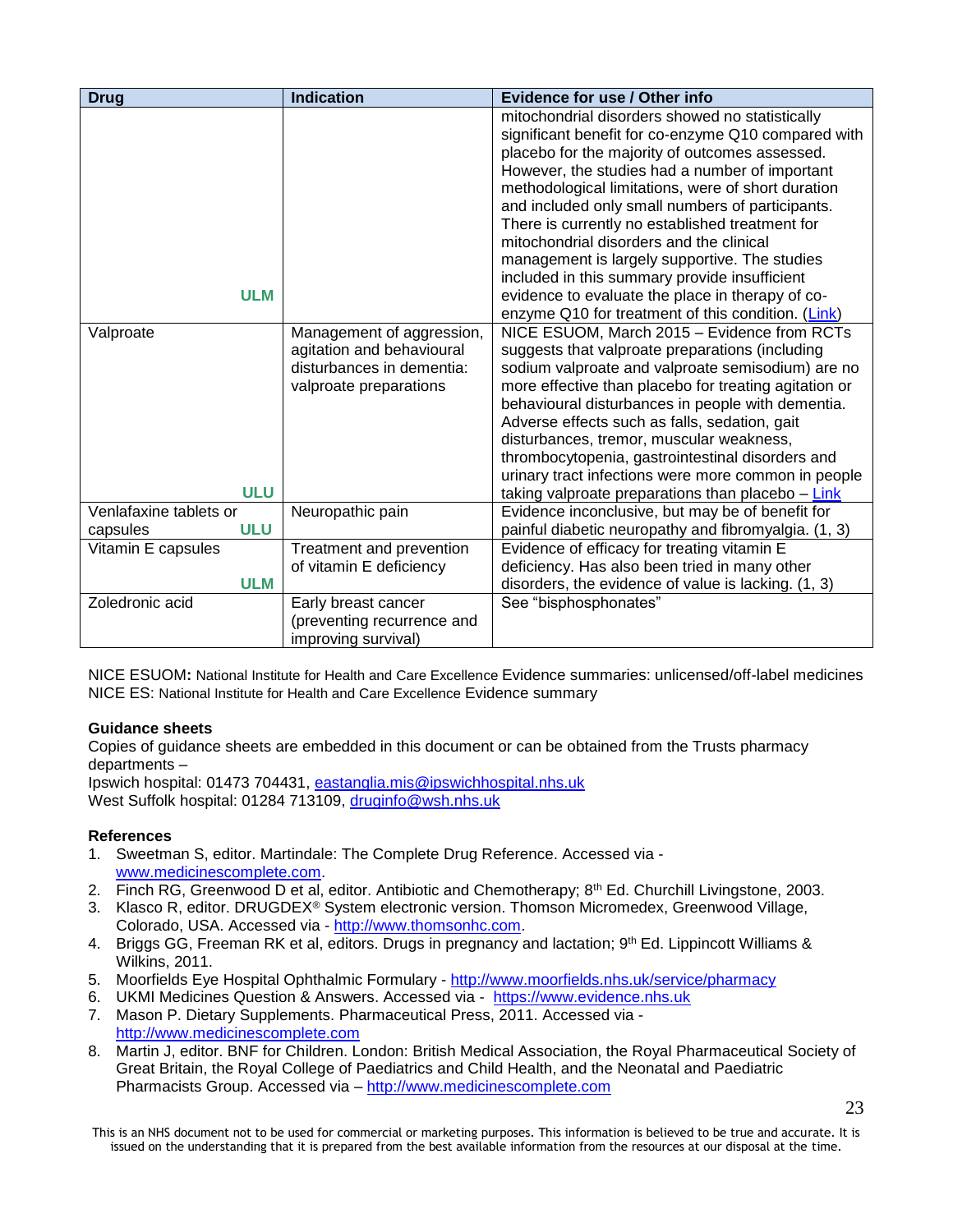| Drug | Indication | Evidence for use / Other info |
|---|---|---|
| ULM | | mitochondrial disorders showed no statistically significant benefit for co-enzyme Q10 compared with placebo for the majority of outcomes assessed. However, the studies had a number of important methodological limitations, were of short duration and included only small numbers of participants. There is currently no established treatment for mitochondrial disorders and the clinical management is largely supportive. The studies included in this summary provide insufficient evidence to evaluate the place in therapy of co-enzyme Q10 for treatment of this condition. (Link) |
| Valproate ULU | Management of aggression, agitation and behavioural disturbances in dementia: valproate preparations | NICE ESUOM, March 2015 – Evidence from RCTs suggests that valproate preparations (including sodium valproate and valproate semisodium) are no more effective than placebo for treating agitation or behavioural disturbances in people with dementia. Adverse effects such as falls, sedation, gait disturbances, tremor, muscular weakness, thrombocytopenia, gastrointestinal disorders and urinary tract infections were more common in people taking valproate preparations than placebo – Link |
| Venlafaxine tablets or capsules ULU | Neuropathic pain | Evidence inconclusive, but may be of benefit for painful diabetic neuropathy and fibromyalgia. (1, 3) |
| Vitamin E capsules ULM | Treatment and prevention of vitamin E deficiency | Evidence of efficacy for treating vitamin E deficiency. Has also been tried in many other disorders, the evidence of value is lacking. (1, 3) |
| Zoledronic acid | Early breast cancer (preventing recurrence and improving survival) | See "bisphosphonates" |

NICE ESUOM**:** National Institute for Health and Care Excellence Evidence summaries: unlicensed/off-label medicines
NICE ES: National Institute for Health and Care Excellence Evidence summary

**Guidance sheets**

Copies of guidance sheets are embedded in this document or can be obtained from the Trusts pharmacy departments –
Ipswich hospital: 01473 704431, eastanglia.mis@ipswichhospital.nhs.uk
West Suffolk hospital: 01284 713109, druginfo@wsh.nhs.uk

**References**

1. Sweetman S, editor. Martindale: The Complete Drug Reference. Accessed via - www.medicinescomplete.com.
2. Finch RG, Greenwood D et al, editor. Antibiotic and Chemotherapy; 8th Ed. Churchill Livingstone, 2003.
3. Klasco R, editor. DRUGDEX® System electronic version. Thomson Micromedex, Greenwood Village, Colorado, USA. Accessed via - http://www.thomsonhc.com.
4. Briggs GG, Freeman RK et al, editors. Drugs in pregnancy and lactation; 9th Ed. Lippincott Williams & Wilkins, 2011.
5. Moorfields Eye Hospital Ophthalmic Formulary - http://www.moorfields.nhs.uk/service/pharmacy
6. UKMI Medicines Question & Answers. Accessed via - https://www.evidence.nhs.uk
7. Mason P. Dietary Supplements. Pharmaceutical Press, 2011. Accessed via - http://www.medicinescomplete.com
8. Martin J, editor. BNF for Children. London: British Medical Association, the Royal Pharmaceutical Society of Great Britain, the Royal College of Paediatrics and Child Health, and the Neonatal and Paediatric Pharmacists Group. Accessed via – http://www.medicinescomplete.com

This is an NHS document not to be used for commercial or marketing purposes. This information is believed to be true and accurate. It is issued on the understanding that it is prepared from the best available information from the resources at our disposal at the time.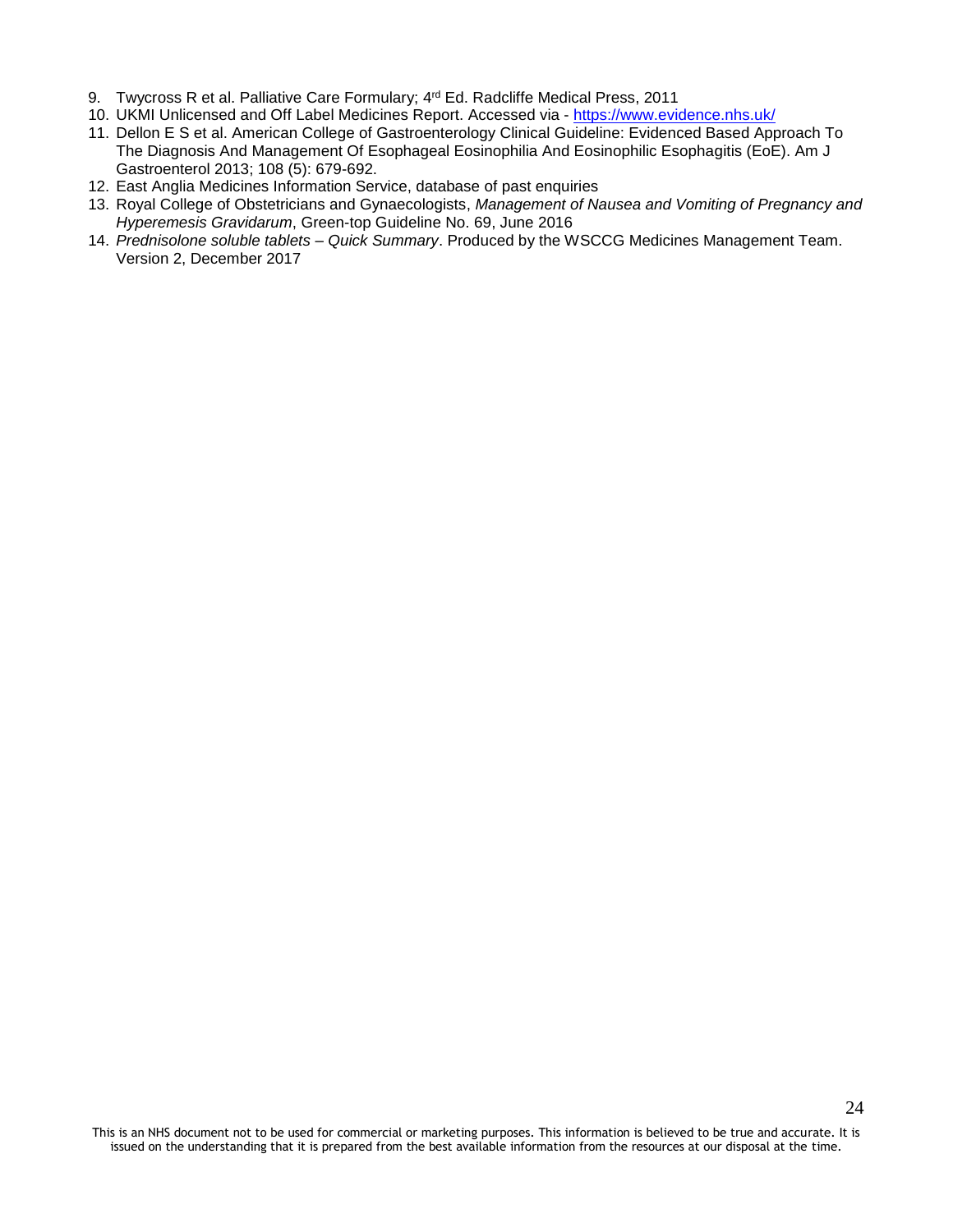9. Twycross R et al. Palliative Care Formulary; 4rd Ed. Radcliffe Medical Press, 2011
10. UKMI Unlicensed and Off Label Medicines Report. Accessed via - https://www.evidence.nhs.uk/
11. Dellon E S et al. American College of Gastroenterology Clinical Guideline: Evidenced Based Approach To The Diagnosis And Management Of Esophageal Eosinophilia And Eosinophilic Esophagitis (EoE). Am J Gastroenterol 2013; 108 (5): 679-692.
12. East Anglia Medicines Information Service, database of past enquiries
13. Royal College of Obstetricians and Gynaecologists, *Management of Nausea and Vomiting of Pregnancy and Hyperemesis Gravidarum*, Green-top Guideline No. 69, June 2016
14. *Prednisolone soluble tablets – Quick Summary*. Produced by the WSCCG Medicines Management Team. Version 2, December 2017

This is an NHS document not to be used for commercial or marketing purposes. This information is believed to be true and accurate. It is issued on the understanding that it is prepared from the best available information from the resources at our disposal at the time.